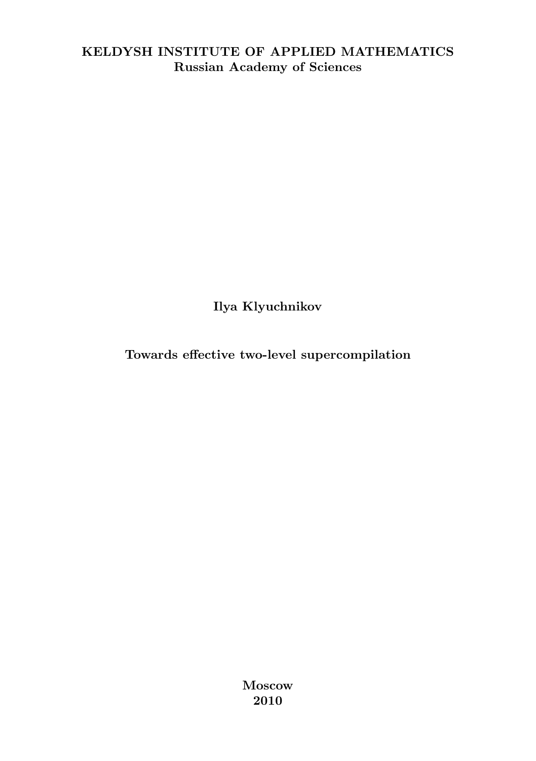**KELDYSH INSTITUTE OF APPLIED MATHEMATICS**
**Russian Academy of Sciences**

**Ilya Klyuchnikov**

# Towards effective two-level supercompilation

**Moscow**
**2010**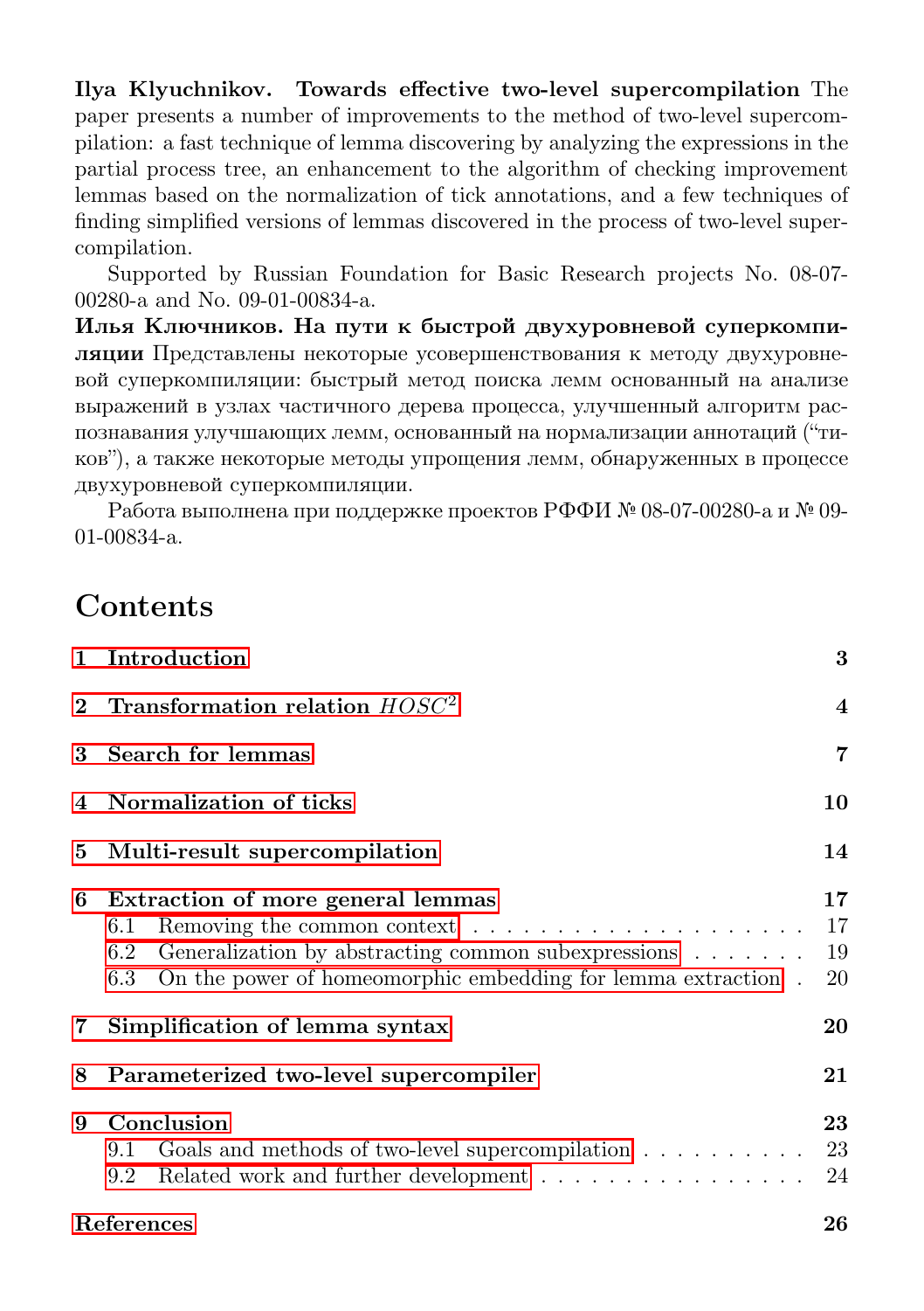**Ilya Klyuchnikov. Towards effective two-level supercompilation** The paper presents a number of improvements to the method of two-level supercompilation: a fast technique of lemma discovering by analyzing the expressions in the partial process tree, an enhancement to the algorithm of checking improvement lemmas based on the normalization of tick annotations, and a few techniques of finding simplified versions of lemmas discovered in the process of two-level supercompilation.

Supported by Russian Foundation for Basic Research projects No. 08-07-00280-a and No. 09-01-00834-a.

**Илья Ключников. На пути к быстрой двухуровневой суперкомпиляции** Представлены некоторые усовершенствования к методу двухуровневой суперкомпиляции: быстрый метод поиска лемм основанный на анализе выражений в узлах частичного дерева процесса, улучшенный алгоритм распознавания улучшающих лемм, основанный на нормализации аннотаций (“тиков”), а также некоторые методы упрощения лемм, обнаруженных в процессе двухуровневой суперкомпиляции.

Работа выполнена при поддержке проектов РФФИ № 08-07-00280-а и № 09-01-00834-а.

# Contents

| | |
|---|---|
| **1 Introduction** | **3** |
| **2 Transformation relation $HOSC^2$** | **4** |
| **3 Search for lemmas** | **7** |
| **4 Normalization of ticks** | **10** |
| **5 Multi-result supercompilation** | **14** |
| **6 Extraction of more general lemmas** | **17** |
| 6.1 Removing the common context | 17 |
| 6.2 Generalization by abstracting common subexpressions | 19 |
| 6.3 On the power of homeomorphic embedding for lemma extraction | 20 |
| **7 Simplification of lemma syntax** | **20** |
| **8 Parameterized two-level supercompiler** | **21** |
| **9 Conclusion** | **23** |
| 9.1 Goals and methods of two-level supercompilation | 23 |
| 9.2 Related work and further development | 24 |
| **References** | **26** |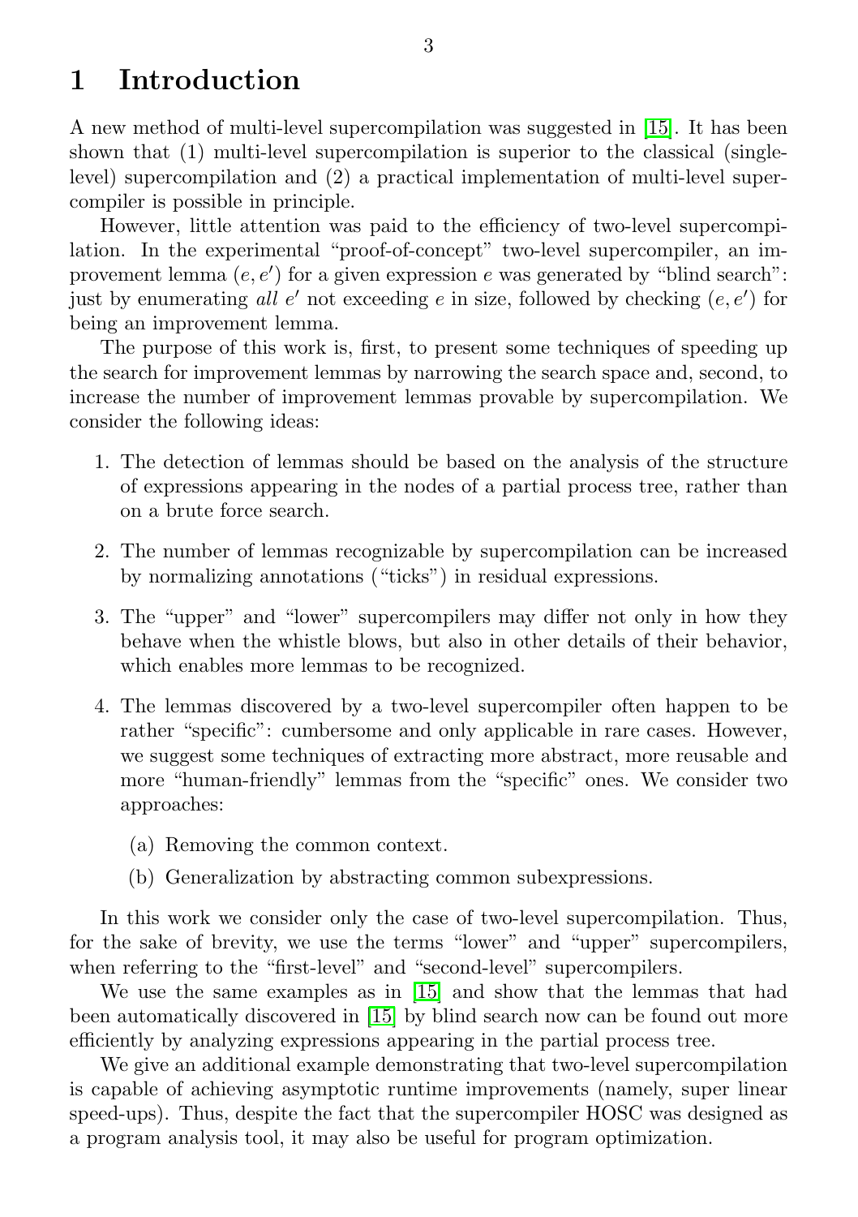# 1 Introduction

A new method of multi-level supercompilation was suggested in [15]. It has been shown that (1) multi-level supercompilation is superior to the classical (single-level) supercompilation and (2) a practical implementation of multi-level supercompiler is possible in principle.

However, little attention was paid to the efficiency of two-level supercompilation. In the experimental "proof-of-concept" two-level supercompiler, an improvement lemma $(e, e')$ for a given expression $e$ was generated by "blind search": just by enumerating *all* $e'$ not exceeding $e$ in size, followed by checking $(e, e')$ for being an improvement lemma.

The purpose of this work is, first, to present some techniques of speeding up the search for improvement lemmas by narrowing the search space and, second, to increase the number of improvement lemmas provable by supercompilation. We consider the following ideas:

1. The detection of lemmas should be based on the analysis of the structure of expressions appearing in the nodes of a partial process tree, rather than on a brute force search.
2. The number of lemmas recognizable by supercompilation can be increased by normalizing annotations ("ticks") in residual expressions.
3. The "upper" and "lower" supercompilers may differ not only in how they behave when the whistle blows, but also in other details of their behavior, which enables more lemmas to be recognized.
4. The lemmas discovered by a two-level supercompiler often happen to be rather "specific": cumbersome and only applicable in rare cases. However, we suggest some techniques of extracting more abstract, more reusable and more "human-friendly" lemmas from the "specific" ones. We consider two approaches:
   (a) Removing the common context.
   (b) Generalization by abstracting common subexpressions.

In this work we consider only the case of two-level supercompilation. Thus, for the sake of brevity, we use the terms "lower" and "upper" supercompilers, when referring to the "first-level" and "second-level" supercompilers.

We use the same examples as in [15] and show that the lemmas that had been automatically discovered in [15] by blind search now can be found out more efficiently by analyzing expressions appearing in the partial process tree.

We give an additional example demonstrating that two-level supercompilation is capable of achieving asymptotic runtime improvements (namely, super linear speed-ups). Thus, despite the fact that the supercompiler HOSC was designed as a program analysis tool, it may also be useful for program optimization.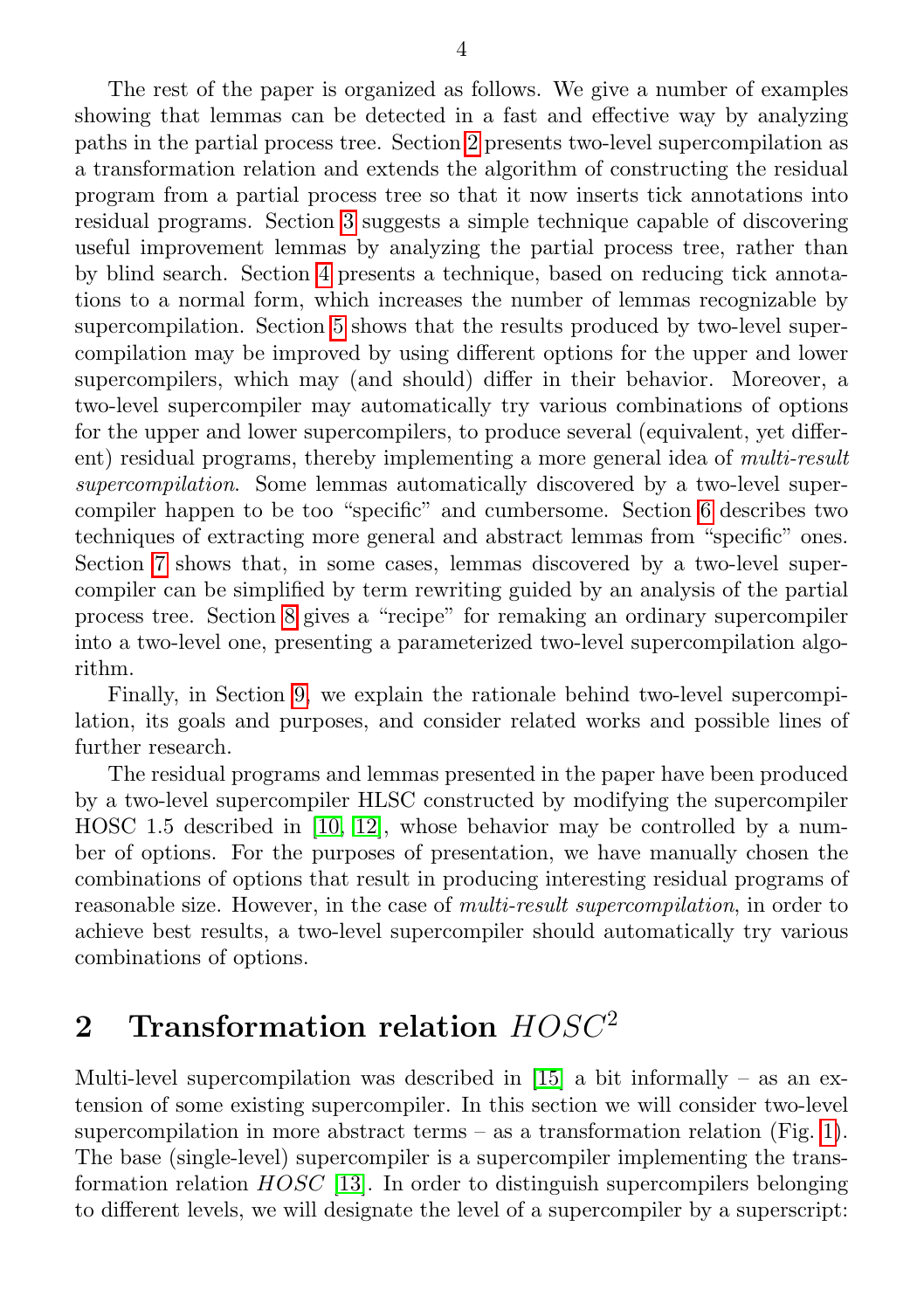The rest of the paper is organized as follows. We give a number of examples showing that lemmas can be detected in a fast and effective way by analyzing paths in the partial process tree. Section 2 presents two-level supercompilation as a transformation relation and extends the algorithm of constructing the residual program from a partial process tree so that it now inserts tick annotations into residual programs. Section 3 suggests a simple technique capable of discovering useful improvement lemmas by analyzing the partial process tree, rather than by blind search. Section 4 presents a technique, based on reducing tick annotations to a normal form, which increases the number of lemmas recognizable by supercompilation. Section 5 shows that the results produced by two-level supercompilation may be improved by using different options for the upper and lower supercompilers, which may (and should) differ in their behavior. Moreover, a two-level supercompiler may automatically try various combinations of options for the upper and lower supercompilers, to produce several (equivalent, yet different) residual programs, thereby implementing a more general idea of *multi-result supercompilation*. Some lemmas automatically discovered by a two-level supercompiler happen to be too "specific" and cumbersome. Section 6 describes two techniques of extracting more general and abstract lemmas from "specific" ones. Section 7 shows that, in some cases, lemmas discovered by a two-level supercompiler can be simplified by term rewriting guided by an analysis of the partial process tree. Section 8 gives a "recipe" for remaking an ordinary supercompiler into a two-level one, presenting a parameterized two-level supercompilation algorithm.

Finally, in Section 9, we explain the rationale behind two-level supercompilation, its goals and purposes, and consider related works and possible lines of further research.

The residual programs and lemmas presented in the paper have been produced by a two-level supercompiler HLSC constructed by modifying the supercompiler HOSC 1.5 described in [10, 12], whose behavior may be controlled by a number of options. For the purposes of presentation, we have manually chosen the combinations of options that result in producing interesting residual programs of reasonable size. However, in the case of *multi-result supercompilation*, in order to achieve best results, a two-level supercompiler should automatically try various combinations of options.

## 2 Transformation relation $HOSC^2$

Multi-level supercompilation was described in [15] a bit informally – as an extension of some existing supercompiler. In this section we will consider two-level supercompilation in more abstract terms – as a transformation relation (Fig. 1). The base (single-level) supercompiler is a supercompiler implementing the transformation relation $HOSC$ [13]. In order to distinguish supercompilers belonging to different levels, we will designate the level of a supercompiler by a superscript: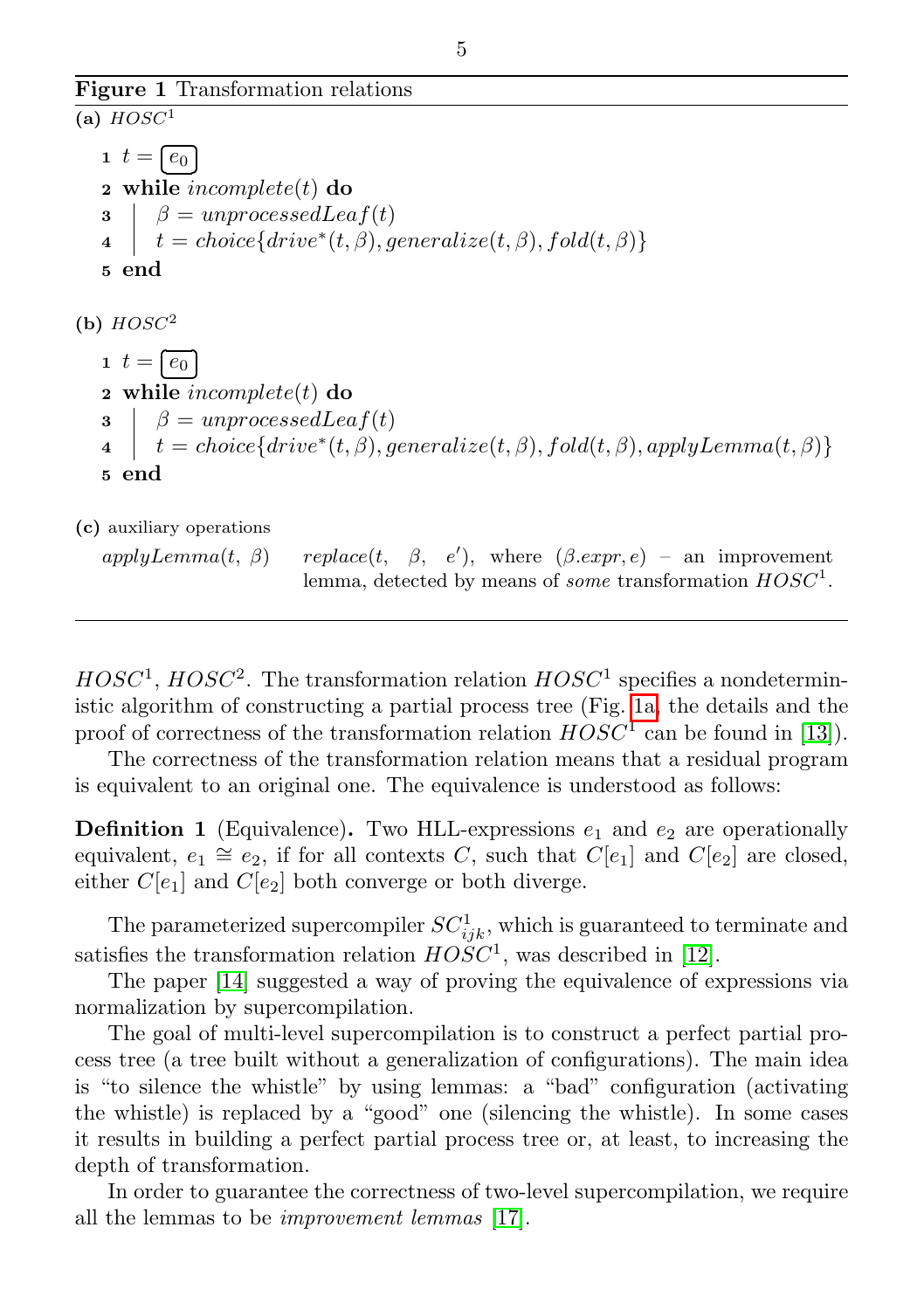**Figure 1** Transformation relations

**(a)** $HOSC^1$

```
1 t = [e_0]
2 while incomplete(t) do
3 |  β = unprocessedLeaf(t)
4 |  t = choice{drive*(t, β), generalize(t, β), fold(t, β)}
5 end
```

**(b)** $HOSC^2$

```
1 t = [e_0]
2 while incomplete(t) do
3 |  β = unprocessedLeaf(t)
4 |  t = choice{drive*(t, β), generalize(t, β), fold(t, β), applyLemma(t, β)}
5 end
```

**(c)** auxiliary operations

| | |
|---|---|
| $applyLemma(t,\ \beta)$ | $replace(t,\ \beta,\ e')$, where $(\beta.expr, e)$ – an improvement lemma, detected by means of *some* transformation $HOSC^1$. |

---

$HOSC^1$, $HOSC^2$. The transformation relation $HOSC^1$ specifies a nondeterministic algorithm of constructing a partial process tree (Fig. 1a, the details and the proof of correctness of the transformation relation $HOSC^1$ can be found in [13]).

The correctness of the transformation relation means that a residual program is equivalent to an original one. The equivalence is understood as follows:

**Definition 1** (Equivalence)**.** Two HLL-expressions $e_1$ and $e_2$ are operationally equivalent, $e_1 \cong e_2$, if for all contexts $C$, such that $C[e_1]$ and $C[e_2]$ are closed, either $C[e_1]$ and $C[e_2]$ both converge or both diverge.

The parameterized supercompiler $SC^1_{ijk}$, which is guaranteed to terminate and satisfies the transformation relation $HOSC^1$, was described in [12].

The paper [14] suggested a way of proving the equivalence of expressions via normalization by supercompilation.

The goal of multi-level supercompilation is to construct a perfect partial process tree (a tree built without a generalization of configurations). The main idea is "to silence the whistle" by using lemmas: a "bad" configuration (activating the whistle) is replaced by a "good" one (silencing the whistle). In some cases it results in building a perfect partial process tree or, at least, to increasing the depth of transformation.

In order to guarantee the correctness of two-level supercompilation, we require all the lemmas to be *improvement lemmas* [17].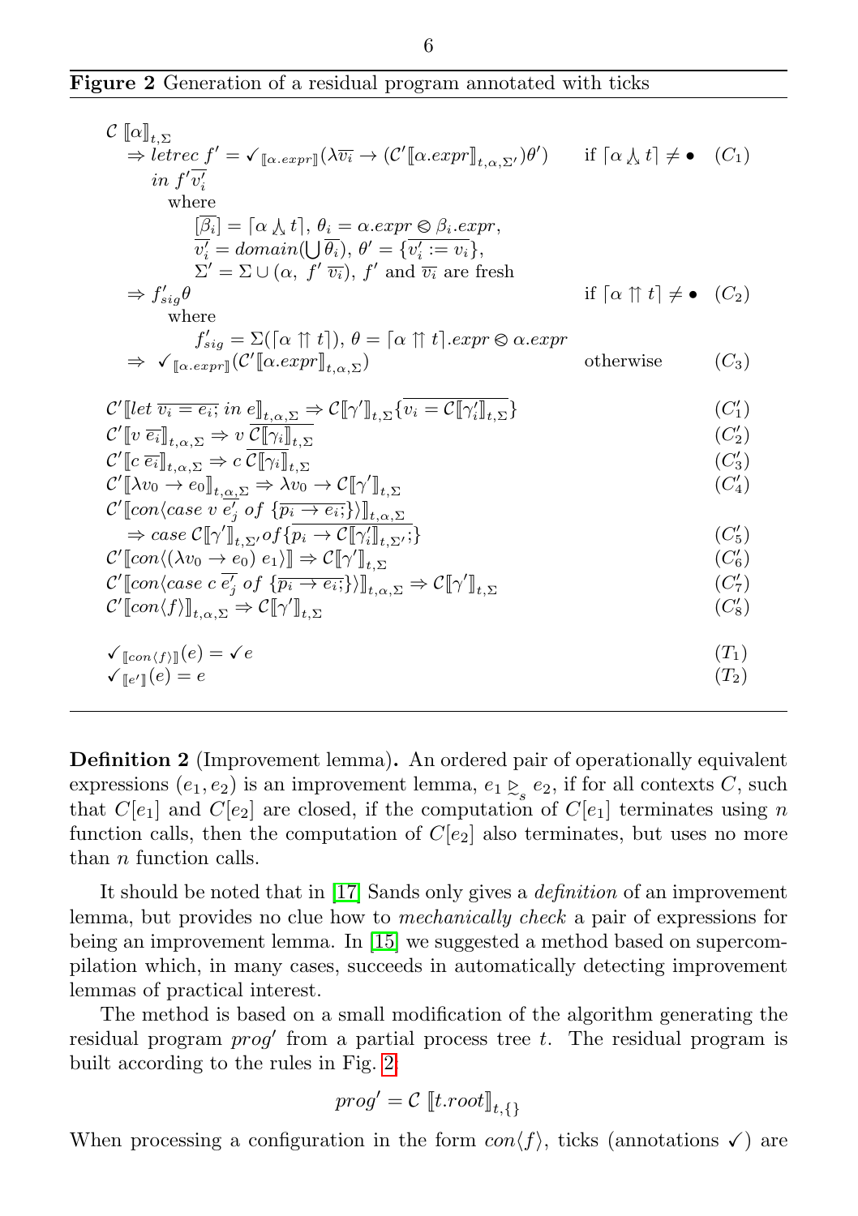**Figure 2** Generation of a residual program annotated with ticks

$$
\begin{array}{lll}
\mathcal{C}\ [\![\alpha]\!]_{t,\Sigma} & & \\
\quad \Rightarrow letrec\ f' = \checkmark_{[\![\alpha.expr]\!]}(\lambda \overline{v_i} \rightarrow (\mathcal{C}'[\![\alpha.expr]\!]_{t,\alpha,\Sigma'})\theta') & \text{if } \lceil \alpha \curlywedge t \rceil \neq \bullet & (C_1) \\
\qquad in\ f'\overline{v_i'} & & \\
\qquad\quad \text{where} & & \\
\qquad\qquad [\overline{\beta_i}] = \lceil \alpha \curlywedge t \rceil,\ \theta_i = \alpha.expr \otimes \beta_i.expr, & & \\
\qquad\qquad \overline{v_i'} = domain(\bigcup \overline{\theta_i}),\ \theta' = \{\overline{v_i' := v_i}\}, & & \\
\qquad\qquad \Sigma' = \Sigma \cup (\alpha,\ f'\ \overline{v_i}),\ f' \text{ and } \overline{v_i} \text{ are fresh} & & \\
\quad \Rightarrow f'_{sig}\theta & \text{if } \lceil \alpha \upuparrows t \rceil \neq \bullet & (C_2) \\
\qquad\quad \text{where} & & \\
\qquad\qquad f'_{sig} = \Sigma(\lceil \alpha \upuparrows t \rceil),\ \theta = \lceil \alpha \upuparrows t \rceil.expr \otimes \alpha.expr & & \\
\quad \Rightarrow\ \checkmark_{[\![\alpha.expr]\!]}(\mathcal{C}'[\![\alpha.expr]\!]_{t,\alpha,\Sigma}) & \text{otherwise} & (C_3)
\end{array}
$$

$$
\begin{array}{ll}
\mathcal{C}'[\![let\ \overline{v_i = e_i;}\ in\ e]\!]_{t,\alpha,\Sigma} \Rightarrow \mathcal{C}[\![\gamma']\!]_{t,\Sigma}\{\overline{v_i = \mathcal{C}[\![\gamma_i']\!]_{t,\Sigma}}\} & (C_1') \\
\mathcal{C}'[\![v\ \overline{e_i}]\!]_{t,\alpha,\Sigma} \Rightarrow v\ \overline{\mathcal{C}[\![\gamma_i]\!]_{t,\Sigma}} & (C_2') \\
\mathcal{C}'[\![c\ \overline{e_i}]\!]_{t,\alpha,\Sigma} \Rightarrow c\ \overline{\mathcal{C}[\![\gamma_i]\!]_{t,\Sigma}} & (C_3') \\
\mathcal{C}'[\![\lambda v_0 \rightarrow e_0]\!]_{t,\alpha,\Sigma} \Rightarrow \lambda v_0 \rightarrow \mathcal{C}[\![\gamma']\!]_{t,\Sigma} & (C_4') \\
\mathcal{C}'[\![con\langle case\ v\ \overline{e_j'}\ of\ \{\overline{p_i \rightarrow e_i;}\}\rangle]\!]_{t,\alpha,\Sigma} & \\
\quad \Rightarrow case\ \mathcal{C}[\![\gamma']\!]_{t,\Sigma'} of \{\overline{p_i \rightarrow \mathcal{C}[\![\gamma_i']\!]_{t,\Sigma'};}\} & (C_5') \\
\mathcal{C}'[\![con\langle(\lambda v_0 \rightarrow e_0)\ e_1\rangle]\!] \Rightarrow \mathcal{C}[\![\gamma']\!]_{t,\Sigma} & (C_6') \\
\mathcal{C}'[\![con\langle case\ c\ \overline{e_j'}\ of\ \{\overline{p_i \rightarrow e_i;}\}\rangle]\!]_{t,\alpha,\Sigma} \Rightarrow \mathcal{C}[\![\gamma']\!]_{t,\Sigma} & (C_7') \\
\mathcal{C}'[\![con\langle f\rangle]\!]_{t,\alpha,\Sigma} \Rightarrow \mathcal{C}[\![\gamma']\!]_{t,\Sigma} & (C_8')
\end{array}
$$

$$
\begin{array}{ll}
\checkmark_{[\![con\langle f\rangle]\!]}(e) = \checkmark e & (T_1) \\
\checkmark_{[\![e']\!]}(e) = e & (T_2)
\end{array}
$$

**Definition 2** (Improvement lemma)**.** An ordered pair of operationally equivalent expressions $(e_1, e_2)$ is an improvement lemma, $e_1 \trianglerighteq_s e_2$, if for all contexts $C$, such that $C[e_1]$ and $C[e_2]$ are closed, if the computation of $C[e_1]$ terminates using $n$ function calls, then the computation of $C[e_2]$ also terminates, but uses no more than $n$ function calls.

It should be noted that in [17] Sands only gives a *definition* of an improvement lemma, but provides no clue how to *mechanically check* a pair of expressions for being an improvement lemma. In [15] we suggested a method based on supercompilation which, in many cases, succeeds in automatically detecting improvement lemmas of practical interest.

The method is based on a small modification of the algorithm generating the residual program $prog'$ from a partial process tree $t$. The residual program is built according to the rules in Fig. 2:

$$prog' = \mathcal{C}\ [\![t.root]\!]_{t,\{\}}$$

When processing a configuration in the form $con\langle f\rangle$, ticks (annotations $\checkmark$) are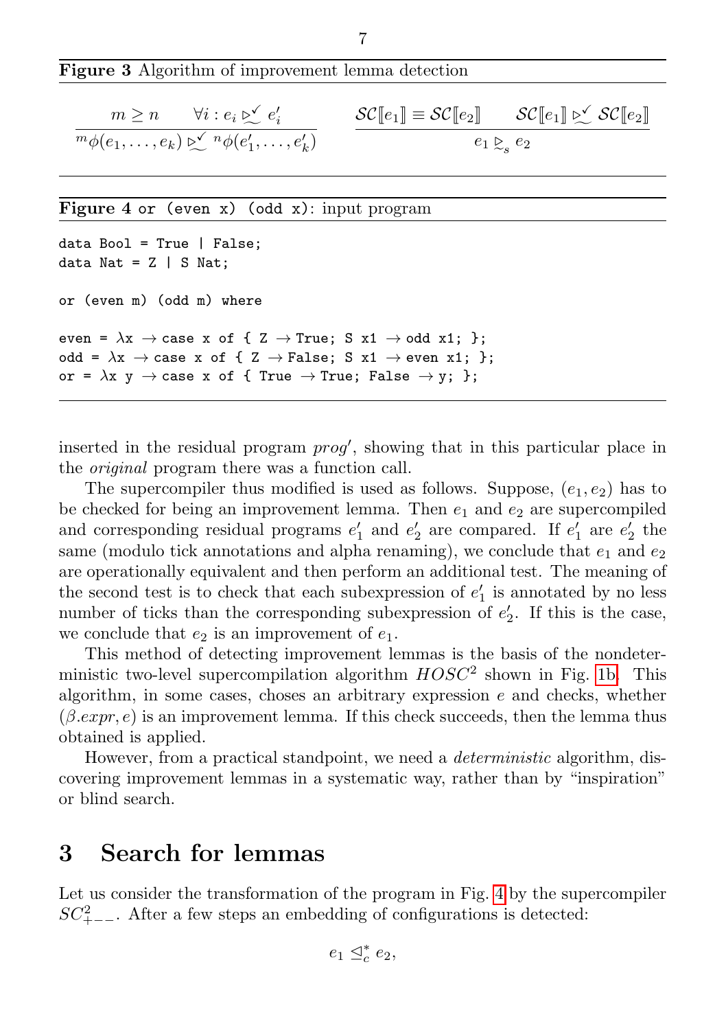**Figure 3** Algorithm of improvement lemma detection

$$\frac{m \geq n \qquad \forall i : e_i \trianglerighteq^{\checkmark}_{\sim} e'_i}{{}^m\phi(e_1, \ldots, e_k) \trianglerighteq^{\checkmark}_{\sim} {}^n\phi(e'_1, \ldots, e'_k)} \qquad \frac{\mathcal{SC}[\![e_1]\!] \equiv \mathcal{SC}[\![e_2]\!] \qquad \mathcal{SC}[\![e_1]\!] \trianglerighteq^{\checkmark}_{\sim} \mathcal{SC}[\![e_2]\!]}{e_1 \trianglerighteq_{\sim_s} e_2}$$

**Figure 4** `or (even x) (odd x)`: input program

```
data Bool = True | False;
data Nat = Z | S Nat;

or (even m) (odd m) where

even = λx → case x of { Z → True; S x1 → odd x1; };
odd = λx → case x of { Z → False; S x1 → even x1; };
or = λx y → case x of { True → True; False → y; };
```

inserted in the residual program $prog'$, showing that in this particular place in the *original* program there was a function call.

The supercompiler thus modified is used as follows. Suppose, $(e_1, e_2)$ has to be checked for being an improvement lemma. Then $e_1$ and $e_2$ are supercompiled and corresponding residual programs $e'_1$ and $e'_2$ are compared. If $e'_1$ are $e'_2$ the same (modulo tick annotations and alpha renaming), we conclude that $e_1$ and $e_2$ are operationally equivalent and then perform an additional test. The meaning of the second test is to check that each subexpression of $e'_1$ is annotated by no less number of ticks than the corresponding subexpression of $e'_2$. If this is the case, we conclude that $e_2$ is an improvement of $e_1$.

This method of detecting improvement lemmas is the basis of the nondeterministic two-level supercompilation algorithm $HOSC^2$ shown in Fig. 1b. This algorithm, in some cases, choses an arbitrary expression $e$ and checks, whether $(\beta.expr, e)$ is an improvement lemma. If this check succeeds, then the lemma thus obtained is applied.

However, from a practical standpoint, we need a *deterministic* algorithm, discovering improvement lemmas in a systematic way, rather than by "inspiration" or blind search.

## 3 Search for lemmas

Let us consider the transformation of the program in Fig. 4 by the supercompiler $SC^2_{+--}$. After a few steps an embedding of configurations is detected:

$$e_1 \trianglelefteq^*_c e_2,$$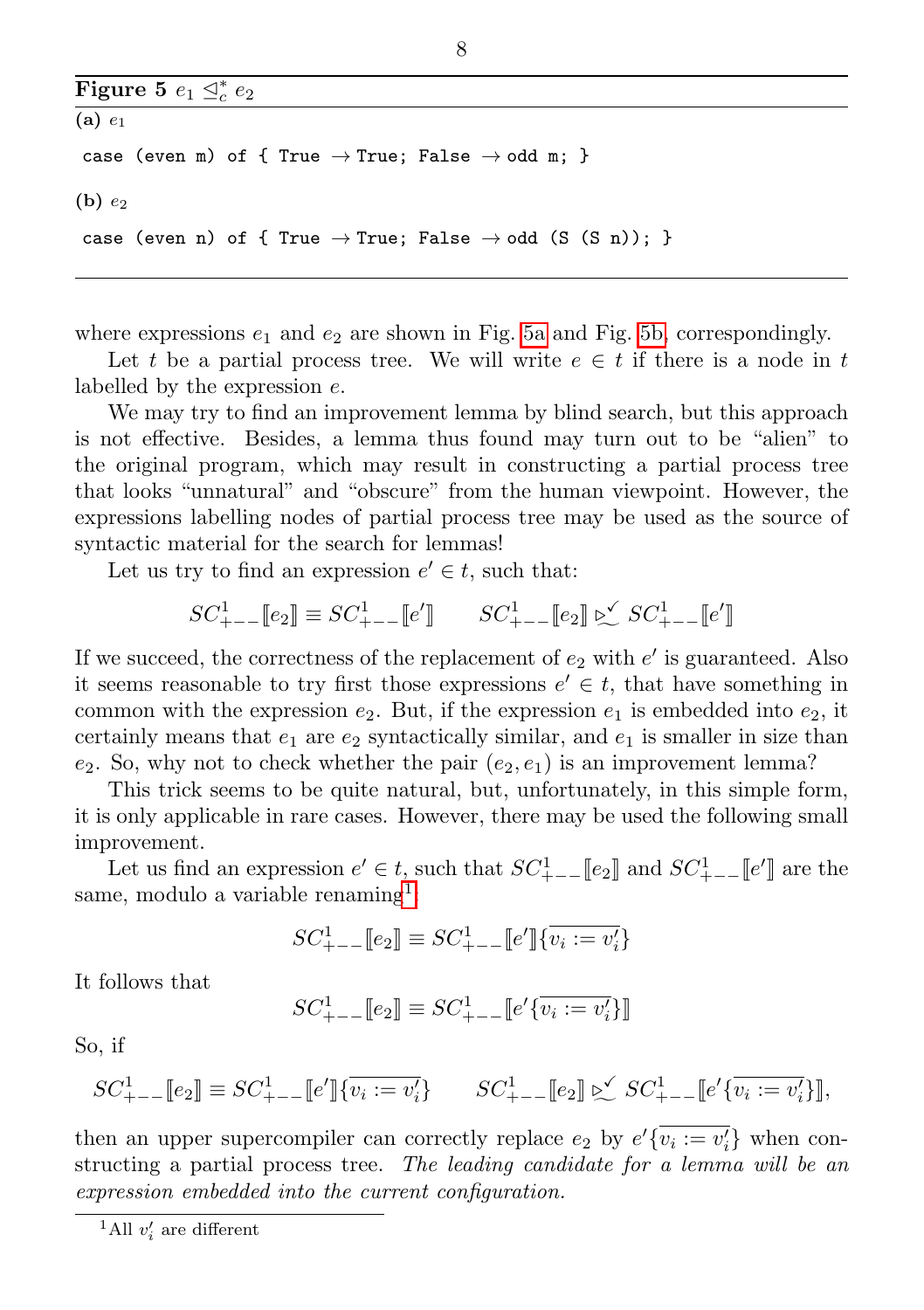**Figure 5** $e_1 \trianglelefteq^*_c e_2$

**(a)** $e_1$

```
case (even m) of { True → True; False → odd m; }
```

**(b)** $e_2$

```
case (even n) of { True → True; False → odd (S (S n)); }
```

where expressions $e_1$ and $e_2$ are shown in Fig. 5a and Fig. 5b, correspondingly.

Let $t$ be a partial process tree. We will write $e \in t$ if there is a node in $t$ labelled by the expression $e$.

We may try to find an improvement lemma by blind search, but this approach is not effective. Besides, a lemma thus found may turn out to be "alien" to the original program, which may result in constructing a partial process tree that looks "unnatural" and "obscure" from the human viewpoint. However, the expressions labelling nodes of partial process tree may be used as the source of syntactic material for the search for lemmas!

Let us try to find an expression $e' \in t$, such that:

$$SC^1_{+--}[\![e_2]\!] \equiv SC^1_{+--}[\![e']\!] \qquad SC^1_{+--}[\![e_2]\!] \mathrel{\trianglerighteq\!\!\!\!\sim^{\checkmark}} SC^1_{+--}[\![e']\!]$$

If we succeed, the correctness of the replacement of $e_2$ with $e'$ is guaranteed. Also it seems reasonable to try first those expressions $e' \in t$, that have something in common with the expression $e_2$. But, if the expression $e_1$ is embedded into $e_2$, it certainly means that $e_1$ are $e_2$ syntactically similar, and $e_1$ is smaller in size than $e_2$. So, why not to check whether the pair $(e_2, e_1)$ is an improvement lemma?

This trick seems to be quite natural, but, unfortunately, in this simple form, it is only applicable in rare cases. However, there may be used the following small improvement.

Let us find an expression $e' \in t$, such that $SC^1_{+--}[\![e_2]\!]$ and $SC^1_{+--}[\![e']\!]$ are the same, modulo a variable renaming[1]:

$$SC^1_{+--}[\![e_2]\!] \equiv SC^1_{+--}[\![e']\!]\{\overline{v_i := v'_i}\}$$

It follows that

$$SC^1_{+--}[\![e_2]\!] \equiv SC^1_{+--}[\![e'\{\overline{v_i := v'_i}\}]\!]$$

So, if

$$SC^1_{+--}[\![e_2]\!] \equiv SC^1_{+--}[\![e']\!]\{\overline{v_i := v'_i}\} \qquad SC^1_{+--}[\![e_2]\!] \mathrel{\trianglerighteq\!\!\!\!\sim^{\checkmark}} SC^1_{+--}[\![e'\{\overline{v_i := v'_i}\}]\!],$$

then an upper supercompiler can correctly replace $e_2$ by $e'\{\overline{v_i := v'_i}\}$ when constructing a partial process tree. *The leading candidate for a lemma will be an expression embedded into the current configuration.*

[1] All $v'_i$ are different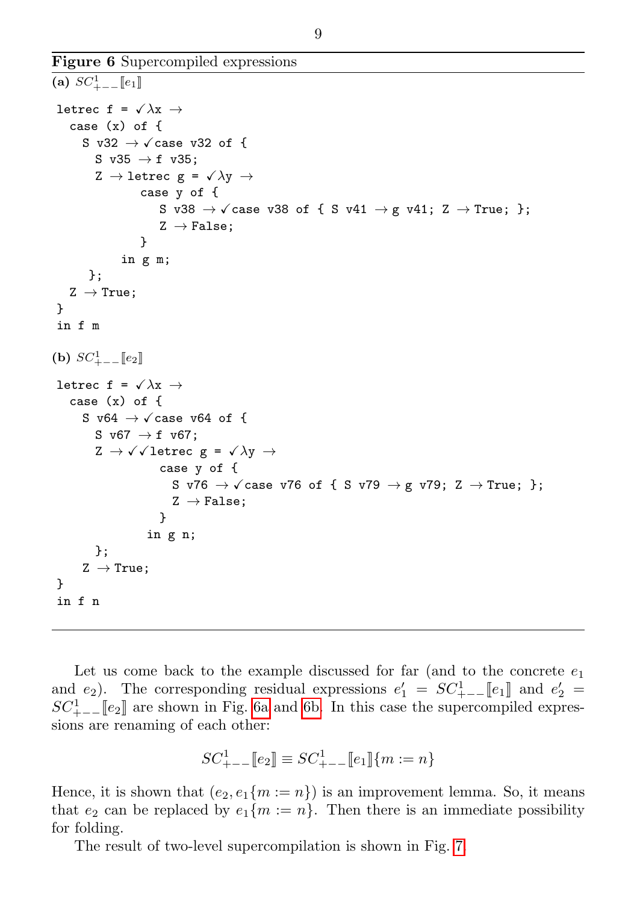**Figure 6** Supercompiled expressions

**(a)** $SC^1_{+--}[\![e_1]\!]$

```
letrec f = ✓λx →
  case (x) of {
    S v32 → ✓case v32 of {
      S v35 → f v35;
      Z → letrec g = ✓λy →
            case y of {
              S v38 → ✓case v38 of { S v41 → g v41; Z → True; };
              Z → False;
            }
          in g m;
     };
  Z → True;
}
in f m
```

**(b)** $SC^1_{+--}[\![e_2]\!]$

```
letrec f = ✓λx →
  case (x) of {
    S v64 → ✓case v64 of {
      S v67 → f v67;
      Z → ✓✓letrec g = ✓λy →
              case y of {
                S v76 → ✓case v76 of { S v79 → g v79; Z → True; };
                Z → False;
              }
            in g n;
      };
    Z → True;
}
in f n
```

Let us come back to the example discussed for far (and to the concrete $e_1$ and $e_2$). The corresponding residual expressions $e_1' = SC^1_{+--}[\![e_1]\!]$ and $e_2' = SC^1_{+--}[\![e_2]\!]$ are shown in Fig. 6a and 6b. In this case the supercompiled expressions are renaming of each other:

$$SC^1_{+--}[\![e_2]\!] \equiv SC^1_{+--}[\![e_1]\!]\{m := n\}$$

Hence, it is shown that $(e_2, e_1\{m := n\})$ is an improvement lemma. So, it means that $e_2$ can be replaced by $e_1\{m := n\}$. Then there is an immediate possibility for folding.

The result of two-level supercompilation is shown in Fig. 7.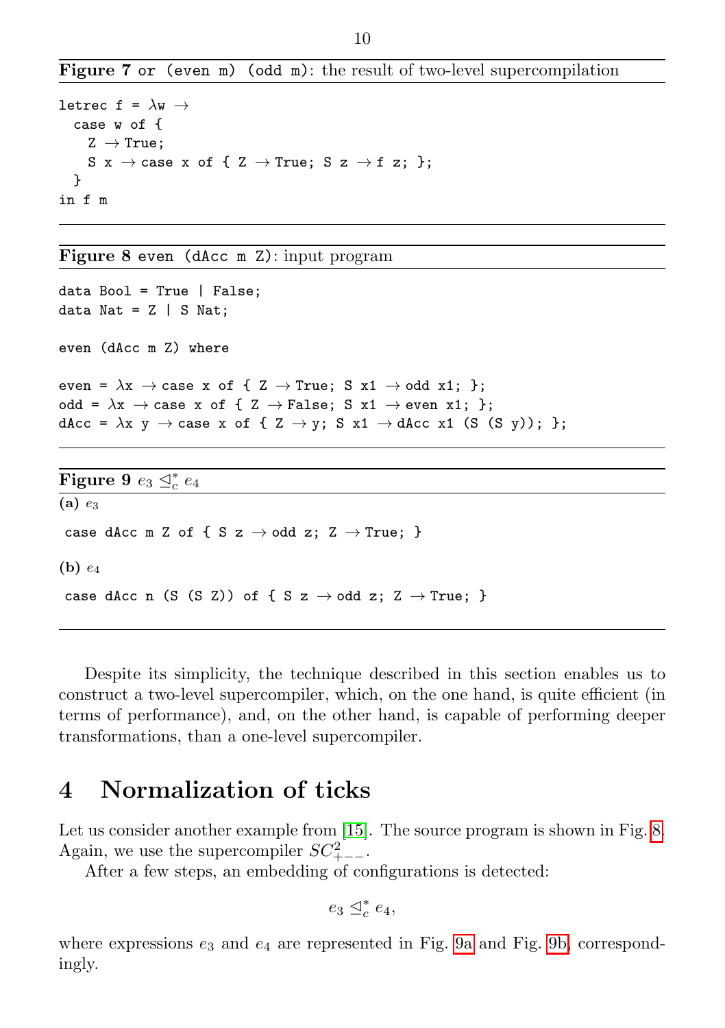**Figure 7** `or (even m) (odd m)`: the result of two-level supercompilation

```
letrec f = λw →
  case w of {
    Z → True;
    S x → case x of { Z → True; S z → f z; };
  }
in f m
```

**Figure 8** `even (dAcc m Z)`: input program

```
data Bool = True | False;
data Nat = Z | S Nat;

even (dAcc m Z) where

even = λx → case x of { Z → True; S x1 → odd x1; };
odd = λx → case x of { Z → False; S x1 → even x1; };
dAcc = λx y → case x of { Z → y; S x1 → dAcc x1 (S (S y)); };
```

**Figure 9** $e_3 \trianglelefteq^*_c e_4$

**(a)** $e_3$

```
case dAcc m Z of { S z → odd z; Z → True; }
```

**(b)** $e_4$

```
case dAcc n (S (S Z)) of { S z → odd z; Z → True; }
```

Despite its simplicity, the technique described in this section enables us to construct a two-level supercompiler, which, on the one hand, is quite efficient (in terms of performance), and, on the other hand, is capable of performing deeper transformations, than a one-level supercompiler.

# 4 Normalization of ticks

Let us consider another example from [15]. The source program is shown in Fig. 8. Again, we use the supercompiler $SC^2_{+--}$.

After a few steps, an embedding of configurations is detected:

$$e_3 \trianglelefteq^*_c e_4,$$

where expressions $e_3$ and $e_4$ are represented in Fig. 9a and Fig. 9b, correspondingly.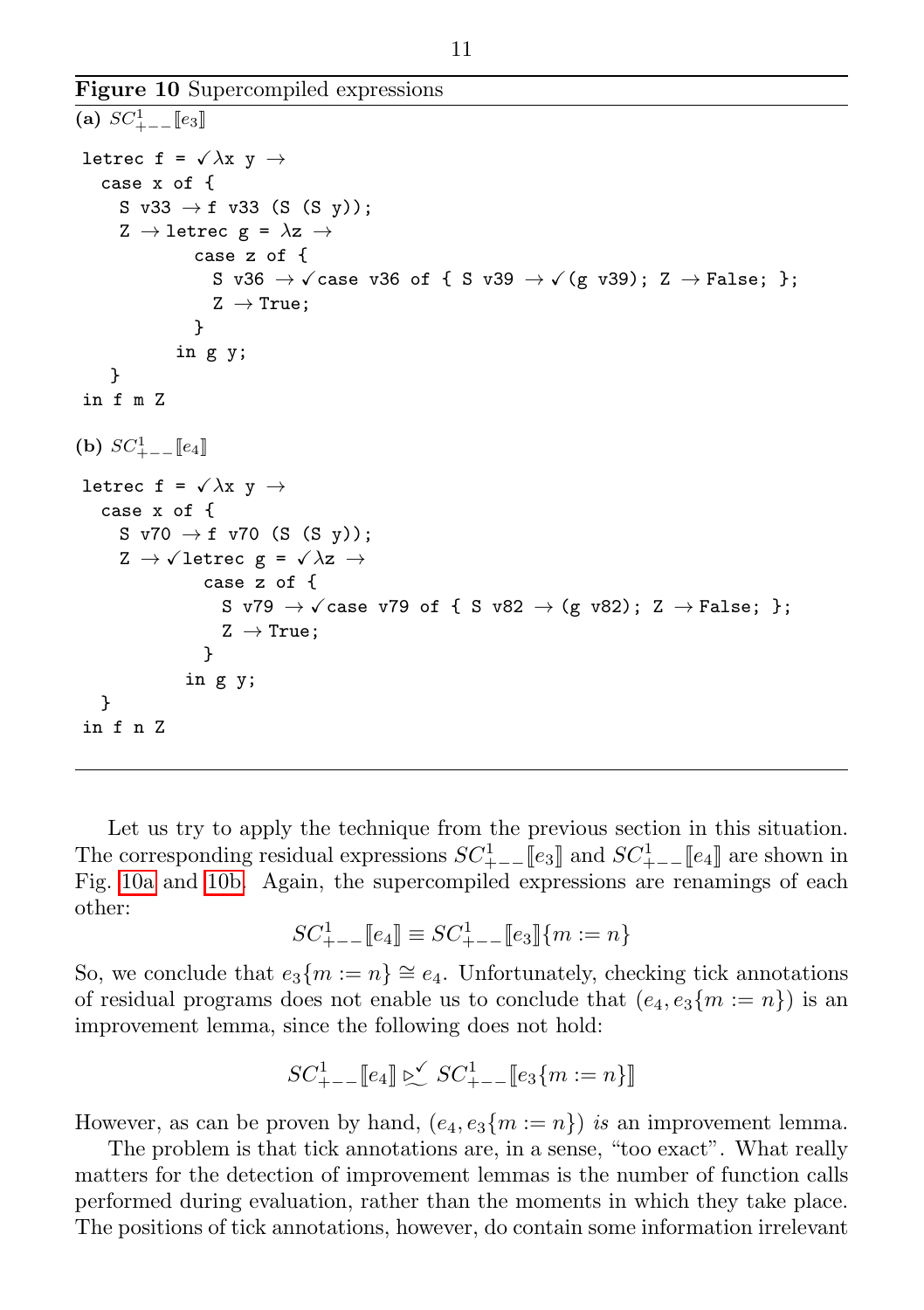**Figure 10** Supercompiled expressions

**(a)** $SC^1_{+--}[\![e_3]\!]$

```
letrec f = ✓λx y →
  case x of {
    S v33 → f v33 (S (S y));
    Z → letrec g = λz →
          case z of {
            S v36 → ✓case v36 of { S v39 → ✓(g v39); Z → False; };
            Z → True;
          }
        in g y;
   }
in f m Z
```

**(b)** $SC^1_{+--}[\![e_4]\!]$

```
letrec f = ✓λx y →
  case x of {
    S v70 → f v70 (S (S y));
    Z → ✓letrec g = ✓λz →
           case z of {
             S v79 → ✓case v79 of { S v82 → (g v82); Z → False; };
             Z → True;
           }
         in g y;
  }
in f n Z
```

Let us try to apply the technique from the previous section in this situation. The corresponding residual expressions $SC^1_{+--}[\![e_3]\!]$ and $SC^1_{+--}[\![e_4]\!]$ are shown in Fig. 10a and 10b. Again, the supercompiled expressions are renamings of each other:

$$SC^1_{+--}[\![e_4]\!] \equiv SC^1_{+--}[\![e_3]\!]\{m := n\}$$

So, we conclude that $e_3\{m := n\} \cong e_4$. Unfortunately, checking tick annotations of residual programs does not enable us to conclude that $(e_4, e_3\{m := n\})$ is an improvement lemma, since the following does not hold:

$$SC^1_{+--}[\![e_4]\!] \trianglerighteq^{\checkmark}_{\sim} SC^1_{+--}[\![e_3\{m := n\}]\!]$$

However, as can be proven by hand, $(e_4, e_3\{m := n\})$ *is* an improvement lemma.

The problem is that tick annotations are, in a sense, "too exact". What really matters for the detection of improvement lemmas is the number of function calls performed during evaluation, rather than the moments in which they take place. The positions of tick annotations, however, do contain some information irrelevant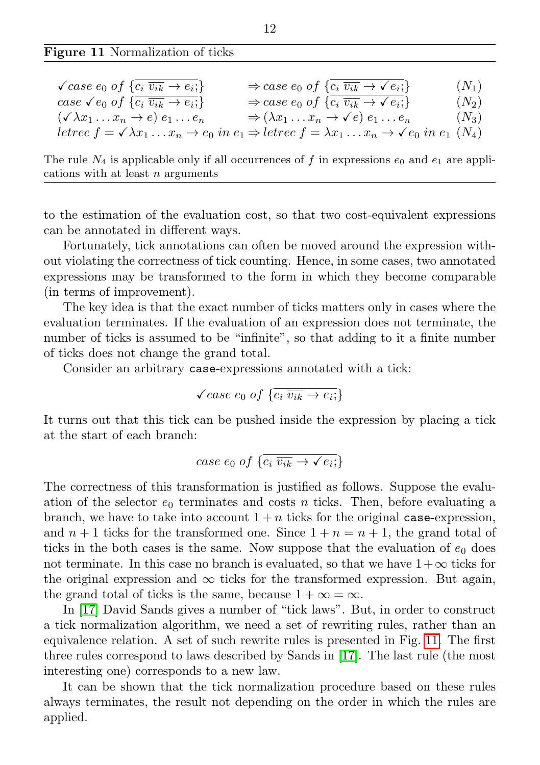**Figure 11** Normalization of ticks

$$\checkmark\, case\ e_0\ of\ \{\overline{c_i\ \overline{v_{ik}} \to e_i;}\} \Rightarrow case\ e_0\ of\ \{\overline{c_i\ \overline{v_{ik}} \to \checkmark\, e_i;}\} \qquad (N_1)$$

$$case\ \checkmark\, e_0\ of\ \{\overline{c_i\ \overline{v_{ik}} \to e_i;}\} \Rightarrow case\ e_0\ of\ \{\overline{c_i\ \overline{v_{ik}} \to \checkmark\, e_i;}\} \qquad (N_2)$$

$$(\checkmark\, \lambda x_1 \ldots x_n \to e)\ e_1 \ldots e_n \Rightarrow (\lambda x_1 \ldots x_n \to \checkmark\, e)\ e_1 \ldots e_n \qquad (N_3)$$

$$letrec\ f = \checkmark\, \lambda x_1 \ldots x_n \to e_0\ in\ e_1 \Rightarrow letrec\ f = \lambda x_1 \ldots x_n \to \checkmark\, e_0\ in\ e_1 \qquad (N_4)$$

The rule $N_4$ is applicable only if all occurrences of $f$ in expressions $e_0$ and $e_1$ are applications with at least $n$ arguments

to the estimation of the evaluation cost, so that two cost-equivalent expressions can be annotated in different ways.

Fortunately, tick annotations can often be moved around the expression without violating the correctness of tick counting. Hence, in some cases, two annotated expressions may be transformed to the form in which they become comparable (in terms of improvement).

The key idea is that the exact number of ticks matters only in cases where the evaluation terminates. If the evaluation of an expression does not terminate, the number of ticks is assumed to be "infinite", so that adding to it a finite number of ticks does not change the grand total.

Consider an arbitrary `case`-expressions annotated with a tick:

$$\checkmark\, case\ e_0\ of\ \{\overline{c_i\ \overline{v_{ik}} \to e_i;}\}$$

It turns out that this tick can be pushed inside the expression by placing a tick at the start of each branch:

$$case\ e_0\ of\ \{\overline{c_i\ \overline{v_{ik}} \to \checkmark\, e_i;}\}$$

The correctness of this transformation is justified as follows. Suppose the evaluation of the selector $e_0$ terminates and costs $n$ ticks. Then, before evaluating a branch, we have to take into account $1 + n$ ticks for the original `case`-expression, and $n + 1$ ticks for the transformed one. Since $1 + n = n + 1$, the grand total of ticks in the both cases is the same. Now suppose that the evaluation of $e_0$ does not terminate. In this case no branch is evaluated, so that we have $1 + \infty$ ticks for the original expression and $\infty$ ticks for the transformed expression. But again, the grand total of ticks is the same, because $1 + \infty = \infty$.

In [17] David Sands gives a number of "tick laws". But, in order to construct a tick normalization algorithm, we need a set of rewriting rules, rather than an equivalence relation. A set of such rewrite rules is presented in Fig. 11. The first three rules correspond to laws described by Sands in [17]. The last rule (the most interesting one) corresponds to a new law.

It can be shown that the tick normalization procedure based on these rules always terminates, the result not depending on the order in which the rules are applied.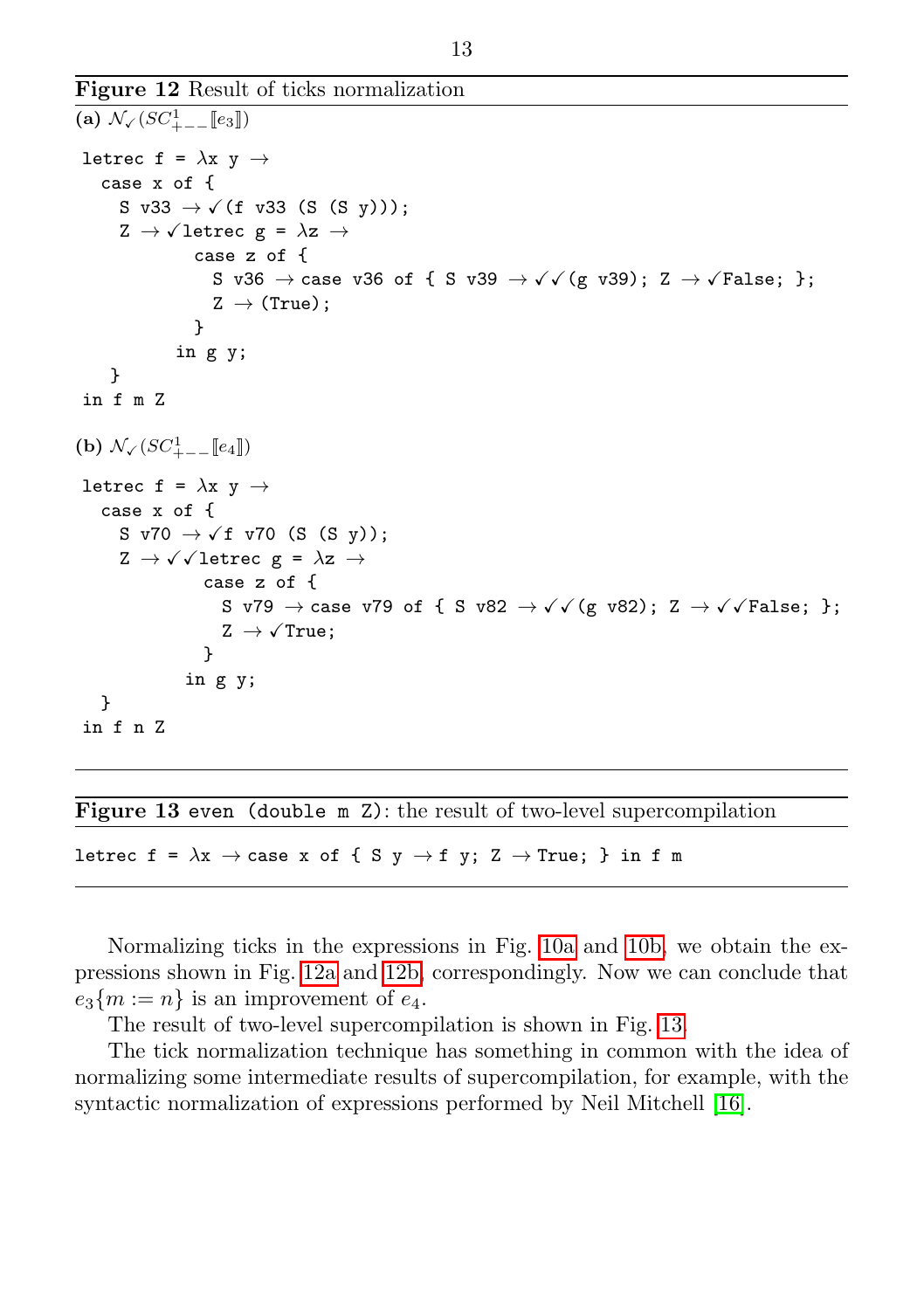**Figure 12** Result of ticks normalization

**(a)** $\mathcal{N}_{\checkmark}(SC^1_{+--}[\![e_3]\!])$

```
letrec f = λx y →
  case x of {
    S v33 → ✓(f v33 (S (S y)));
    Z → ✓letrec g = λz →
          case z of {
            S v36 → case v36 of { S v39 → ✓✓(g v39); Z → ✓False; };
            Z → (True);
          }
        in g y;
   }
in f m Z
```

**(b)** $\mathcal{N}_{\checkmark}(SC^1_{+--}[\![e_4]\!])$

```
letrec f = λx y →
  case x of {
    S v70 → ✓f v70 (S (S y));
    Z → ✓✓letrec g = λz →
           case z of {
             S v79 → case v79 of { S v82 → ✓✓(g v82); Z → ✓✓False; };
             Z → ✓True;
           }
         in g y;
  }
in f n Z
```

**Figure 13** `even (double m Z)`: the result of two-level supercompilation

```
letrec f = λx → case x of { S y → f y; Z → True; } in f m
```

Normalizing ticks in the expressions in Fig. 10a and 10b, we obtain the expressions shown in Fig. 12a and 12b, correspondingly. Now we can conclude that $e_3\{m := n\}$ is an improvement of $e_4$.

The result of two-level supercompilation is shown in Fig. 13.

The tick normalization technique has something in common with the idea of normalizing some intermediate results of supercompilation, for example, with the syntactic normalization of expressions performed by Neil Mitchell [16].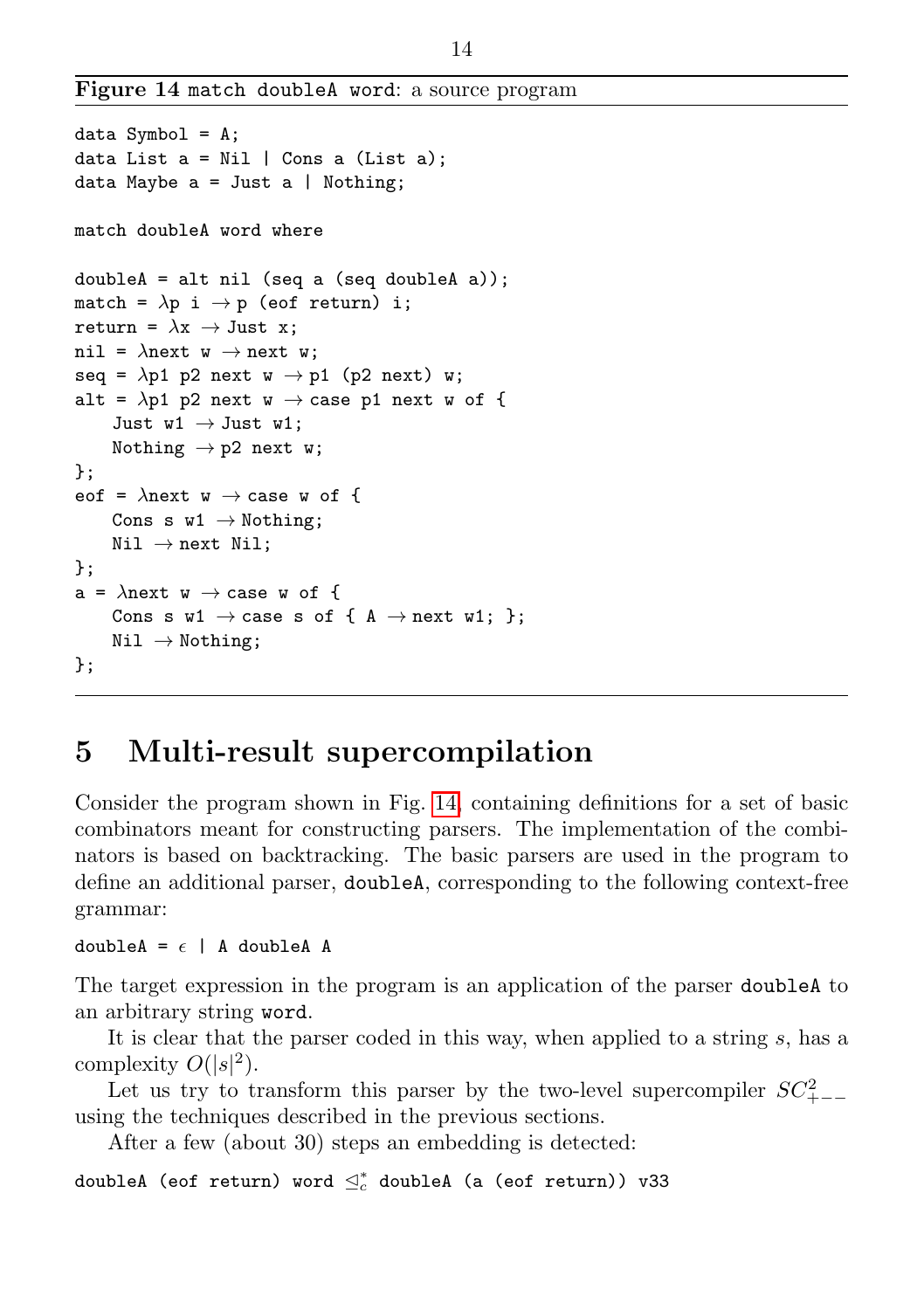**Figure 14** `match doubleA word`: a source program

```
data Symbol = A;
data List a = Nil | Cons a (List a);
data Maybe a = Just a | Nothing;

match doubleA word where

doubleA = alt nil (seq a (seq doubleA a));
match = λp i → p (eof return) i;
return = λx → Just x;
nil = λnext w → next w;
seq = λp1 p2 next w → p1 (p2 next) w;
alt = λp1 p2 next w → case p1 next w of {
    Just w1 → Just w1;
    Nothing → p2 next w;
};
eof = λnext w → case w of {
    Cons s w1 → Nothing;
    Nil → next Nil;
};
a = λnext w → case w of {
    Cons s w1 → case s of { A → next w1; };
    Nil → Nothing;
};
```

# 5 Multi-result supercompilation

Consider the program shown in Fig. 14, containing definitions for a set of basic combinators meant for constructing parsers. The implementation of the combinators is based on backtracking. The basic parsers are used in the program to define an additional parser, `doubleA`, corresponding to the following context-free grammar:

```
doubleA = ϵ | A doubleA A
```

The target expression in the program is an application of the parser `doubleA` to an arbitrary string `word`.

It is clear that the parser coded in this way, when applied to a string $s$, has a complexity $O(|s|^2)$.

Let us try to transform this parser by the two-level supercompiler $SC^2_{+--}$ using the techniques described in the previous sections.

After a few (about 30) steps an embedding is detected:

`doubleA (eof return) word` $\trianglelefteq^*_c$ `doubleA (a (eof return)) v33`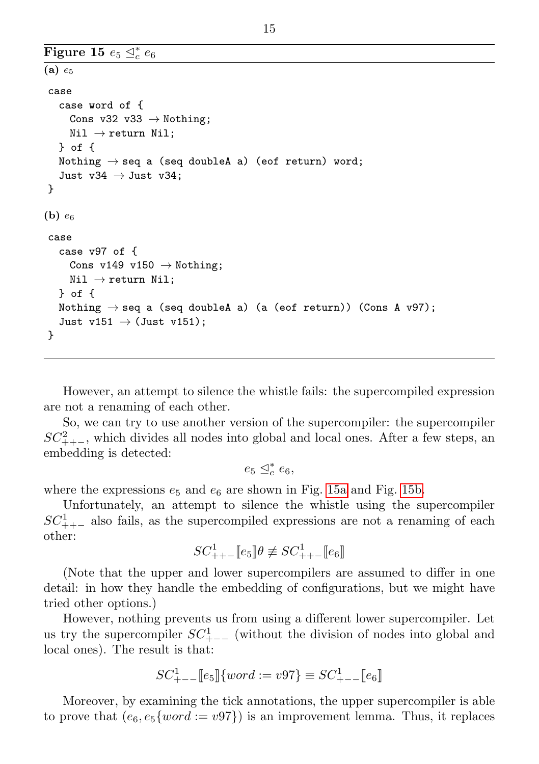**Figure 15** $e_5 \trianglelefteq^*_c e_6$

**(a)** $e_5$

```
case
  case word of {
    Cons v32 v33 → Nothing;
    Nil → return Nil;
  } of {
  Nothing → seq a (seq doubleA a) (eof return) word;
  Just v34 → Just v34;
}
```

**(b)** $e_6$

```
case
  case v97 of {
    Cons v149 v150 → Nothing;
    Nil → return Nil;
  } of {
  Nothing → seq a (seq doubleA a) (a (eof return)) (Cons A v97);
  Just v151 → (Just v151);
}
```

However, an attempt to silence the whistle fails: the supercompiled expression are not a renaming of each other.

So, we can try to use another version of the supercompiler: the supercompiler $SC^2_{++-}$, which divides all nodes into global and local ones. After a few steps, an embedding is detected:

$$e_5 \trianglelefteq^*_c e_6,$$

where the expressions $e_5$ and $e_6$ are shown in Fig. 15a and Fig. 15b.

Unfortunately, an attempt to silence the whistle using the supercompiler $SC^1_{++-}$ also fails, as the supercompiled expressions are not a renaming of each other:

$$SC^1_{++-}[\![e_5]\!]\theta \not\equiv SC^1_{++-}[\![e_6]\!]$$

(Note that the upper and lower supercompilers are assumed to differ in one detail: in how they handle the embedding of configurations, but we might have tried other options.)

However, nothing prevents us from using a different lower supercompiler. Let us try the supercompiler $SC^1_{+--}$ (without the division of nodes into global and local ones). The result is that:

$$SC^1_{+--}[\![e_5]\!]\{word := v97\} \equiv SC^1_{+--}[\![e_6]\!]$$

Moreover, by examining the tick annotations, the upper supercompiler is able to prove that $(e_6, e_5\{word := v97\})$ is an improvement lemma. Thus, it replaces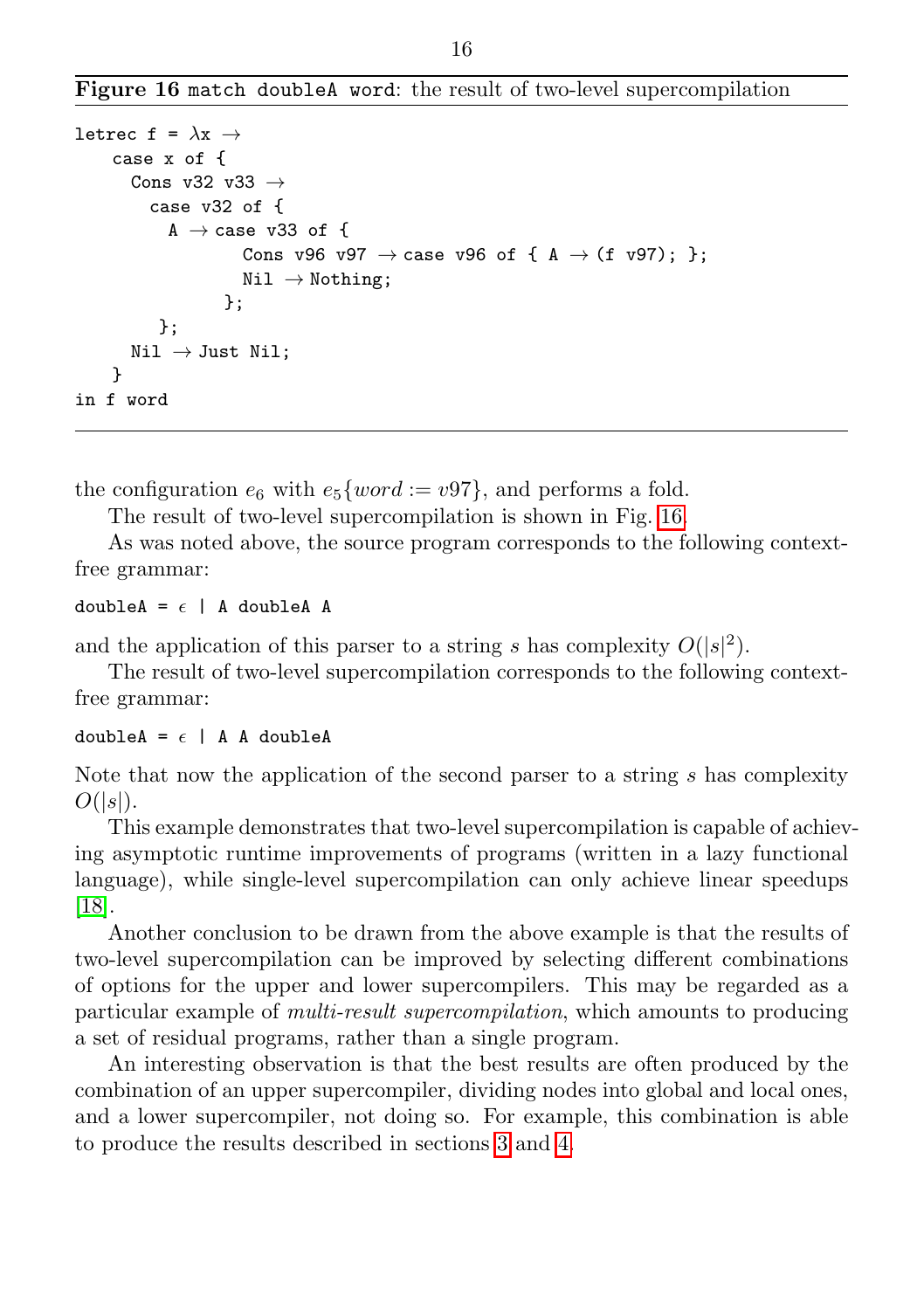**Figure 16** `match doubleA word`: the result of two-level supercompilation

```
letrec f = λx →
    case x of {
      Cons v32 v33 →
        case v32 of {
          A → case v33 of {
                  Cons v96 v97 → case v96 of { A → (f v97); };
                  Nil → Nothing;
                };
        };
      Nil → Just Nil;
    }
in f word
```

the configuration $e_6$ with $e_5\{word := v97\}$, and performs a fold.

The result of two-level supercompilation is shown in Fig. 16.

As was noted above, the source program corresponds to the following context-free grammar:

```
doubleA = ϵ | A doubleA A
```

and the application of this parser to a string $s$ has complexity $O(|s|^2)$.

The result of two-level supercompilation corresponds to the following context-free grammar:

```
doubleA = ϵ | A A doubleA
```

Note that now the application of the second parser to a string $s$ has complexity $O(|s|)$.

This example demonstrates that two-level supercompilation is capable of achieving asymptotic runtime improvements of programs (written in a lazy functional language), while single-level supercompilation can only achieve linear speedups [18].

Another conclusion to be drawn from the above example is that the results of two-level supercompilation can be improved by selecting different combinations of options for the upper and lower supercompilers. This may be regarded as a particular example of *multi-result supercompilation*, which amounts to producing a set of residual programs, rather than a single program.

An interesting observation is that the best results are often produced by the combination of an upper supercompiler, dividing nodes into global and local ones, and a lower supercompiler, not doing so. For example, this combination is able to produce the results described in sections 3 and 4.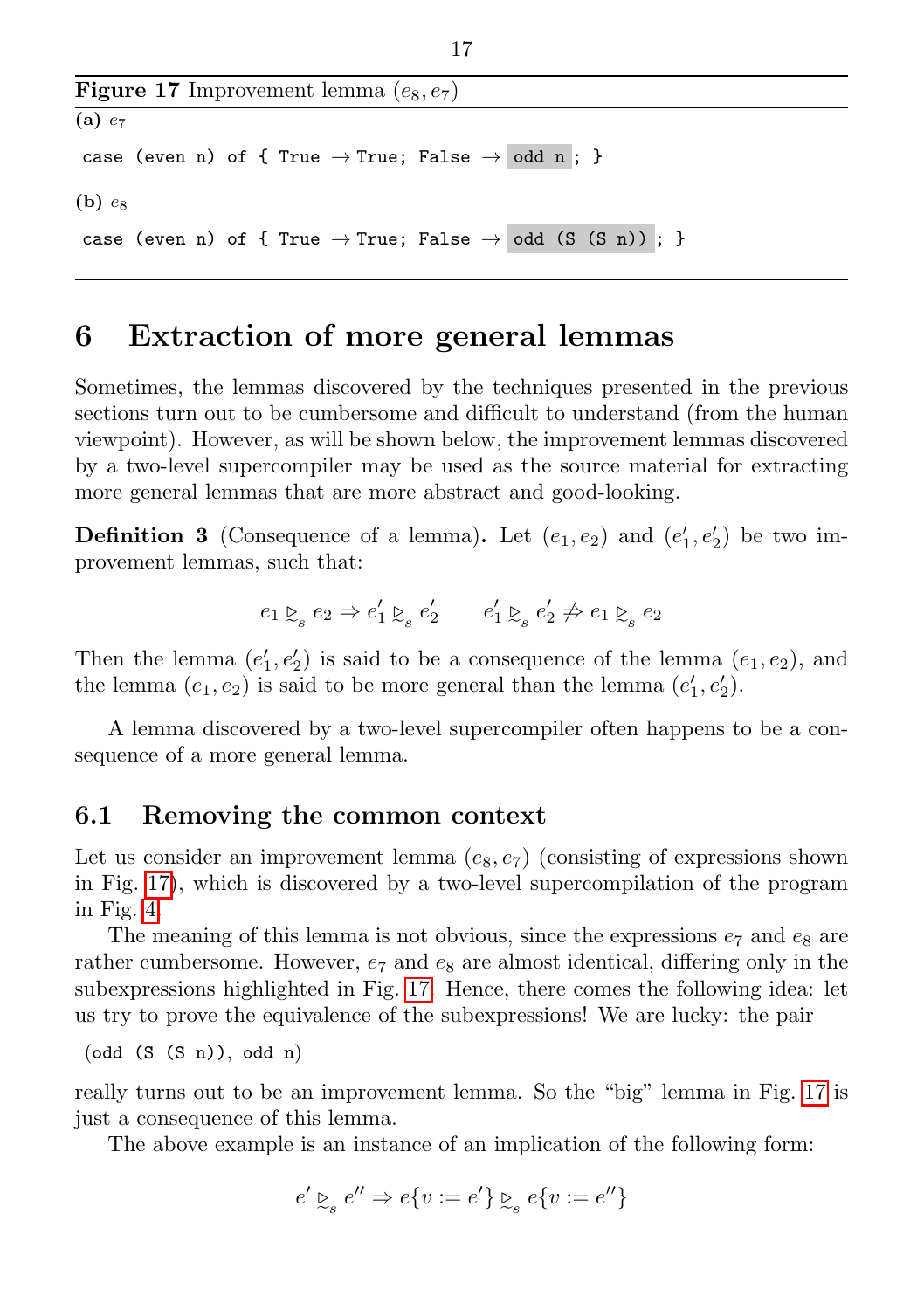**Figure 17** Improvement lemma $(e_8, e_7)$

**(a)** $e_7$

```
case (even n) of { True → True; False → odd n ; }
```

**(b)** $e_8$

```
case (even n) of { True → True; False → odd (S (S n)) ; }
```

# 6 Extraction of more general lemmas

Sometimes, the lemmas discovered by the techniques presented in the previous sections turn out to be cumbersome and difficult to understand (from the human viewpoint). However, as will be shown below, the improvement lemmas discovered by a two-level supercompiler may be used as the source material for extracting more general lemmas that are more abstract and good-looking.

**Definition 3** (Consequence of a lemma)**.** Let $(e_1, e_2)$ and $(e'_1, e'_2)$ be two improvement lemmas, such that:

$$e_1 \trianglerighteq_s e_2 \Rightarrow e'_1 \trianglerighteq_s e'_2 \qquad e'_1 \trianglerighteq_s e'_2 \not\Rightarrow e_1 \trianglerighteq_s e_2$$

Then the lemma $(e'_1, e'_2)$ is said to be a consequence of the lemma $(e_1, e_2)$, and the lemma $(e_1, e_2)$ is said to be more general than the lemma $(e'_1, e'_2)$.

A lemma discovered by a two-level supercompiler often happens to be a consequence of a more general lemma.

## 6.1 Removing the common context

Let us consider an improvement lemma $(e_8, e_7)$ (consisting of expressions shown in Fig. 17), which is discovered by a two-level supercompilation of the program in Fig. 4.

The meaning of this lemma is not obvious, since the expressions $e_7$ and $e_8$ are rather cumbersome. However, $e_7$ and $e_8$ are almost identical, differing only in the subexpressions highlighted in Fig. 17. Hence, there comes the following idea: let us try to prove the equivalence of the subexpressions! We are lucky: the pair

```
(odd (S (S n)), odd n)
```

really turns out to be an improvement lemma. So the "big" lemma in Fig. 17 is just a consequence of this lemma.

The above example is an instance of an implication of the following form:

$$e' \trianglerighteq_s e'' \Rightarrow e\{v := e'\} \trianglerighteq_s e\{v := e''\}$$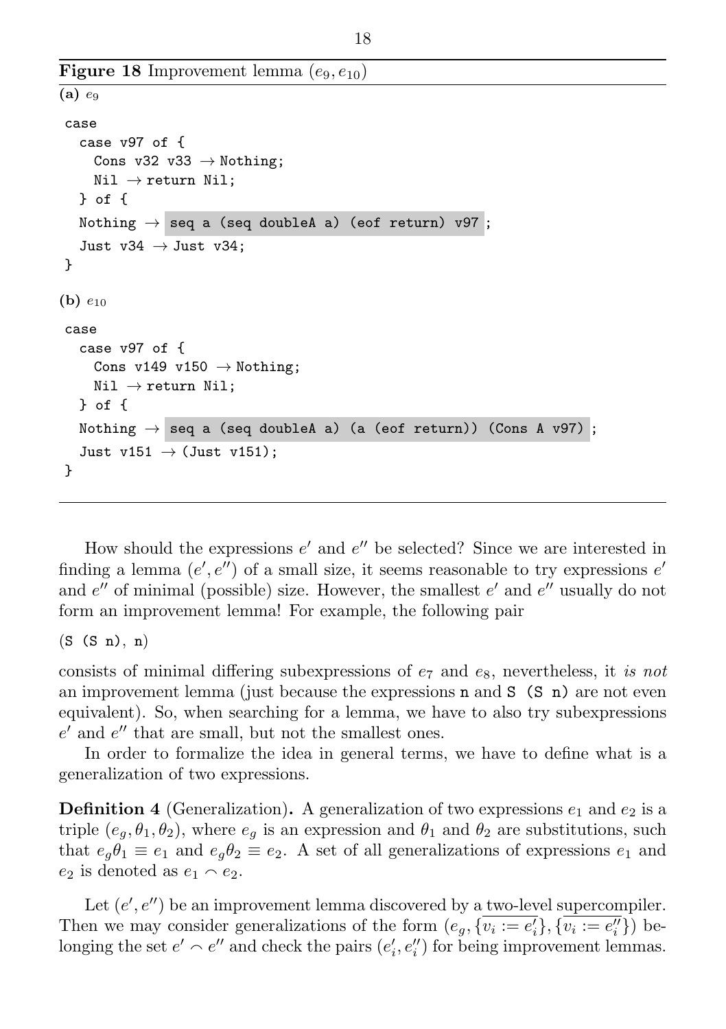**Figure 18** Improvement lemma $(e_9, e_{10})$

**(a)** $e_9$

```
case
  case v97 of {
    Cons v32 v33 → Nothing;
    Nil → return Nil;
  } of {
  Nothing → seq a (seq doubleA a) (eof return) v97 ;
  Just v34 → Just v34;
}
```

**(b)** $e_{10}$

```
case
  case v97 of {
    Cons v149 v150 → Nothing;
    Nil → return Nil;
  } of {
  Nothing → seq a (seq doubleA a) (a (eof return)) (Cons A v97) ;
  Just v151 → (Just v151);
}
```

How should the expressions $e'$ and $e''$ be selected? Since we are interested in finding a lemma $(e', e'')$ of a small size, it seems reasonable to try expressions $e'$ and $e''$ of minimal (possible) size. However, the smallest $e'$ and $e''$ usually do not form an improvement lemma! For example, the following pair

`(S (S n), n)`

consists of minimal differing subexpressions of $e_7$ and $e_8$, nevertheless, it *is not* an improvement lemma (just because the expressions `n` and `S (S n)` are not even equivalent). So, when searching for a lemma, we have to also try subexpressions $e'$ and $e''$ that are small, but not the smallest ones.

In order to formalize the idea in general terms, we have to define what is a generalization of two expressions.

**Definition 4** (Generalization)**.** A generalization of two expressions $e_1$ and $e_2$ is a triple $(e_g, \theta_1, \theta_2)$, where $e_g$ is an expression and $\theta_1$ and $\theta_2$ are substitutions, such that $e_g\theta_1 \equiv e_1$ and $e_g\theta_2 \equiv e_2$. A set of all generalizations of expressions $e_1$ and $e_2$ is denoted as $e_1 \frown e_2$.

Let $(e', e'')$ be an improvement lemma discovered by a two-level supercompiler. Then we may consider generalizations of the form $(e_g, \{\overline{v_i := e'_i}\}, \{\overline{v_i := e''_i}\})$ belonging the set $e' \frown e''$ and check the pairs $(e'_i, e''_i)$ for being improvement lemmas.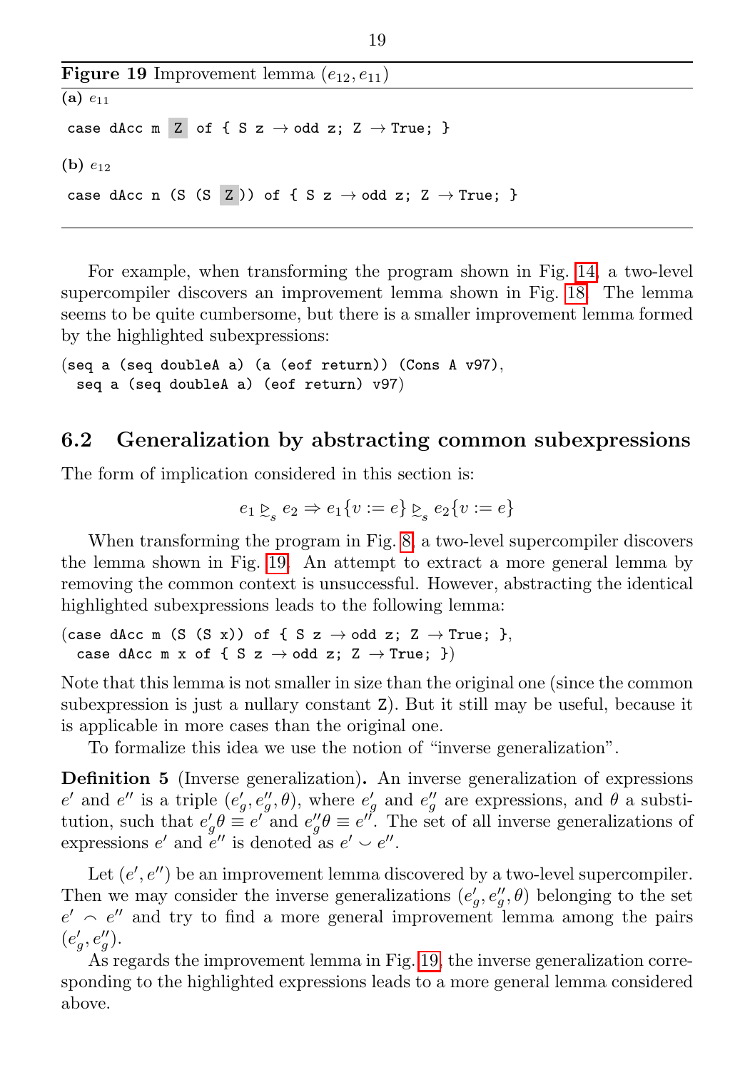**Figure 19** Improvement lemma $(e_{12}, e_{11})$

**(a)** $e_{11}$

```
case dAcc m Z of { S z → odd z; Z → True; }
```

**(b)** $e_{12}$

```
case dAcc n (S (S Z)) of { S z → odd z; Z → True; }
```

For example, when transforming the program shown in Fig. 14, a two-level supercompiler discovers an improvement lemma shown in Fig. 18. The lemma seems to be quite cumbersome, but there is a smaller improvement lemma formed by the highlighted subexpressions:

```
(seq a (seq doubleA a) (a (eof return)) (Cons A v97),
  seq a (seq doubleA a) (eof return) v97)
```

## 6.2 Generalization by abstracting common subexpressions

The form of implication considered in this section is:

$$e_1 \trianglerighteq_s e_2 \Rightarrow e_1\{v := e\} \trianglerighteq_s e_2\{v := e\}$$

When transforming the program in Fig. 8, a two-level supercompiler discovers the lemma shown in Fig. 19. An attempt to extract a more general lemma by removing the common context is unsuccessful. However, abstracting the identical highlighted subexpressions leads to the following lemma:

```
(case dAcc m (S (S x)) of { S z → odd z; Z → True; },
  case dAcc m x of { S z → odd z; Z → True; })
```

Note that this lemma is not smaller in size than the original one (since the common subexpression is just a nullary constant Z). But it still may be useful, because it is applicable in more cases than the original one.

To formalize this idea we use the notion of "inverse generalization".

**Definition 5** (Inverse generalization)**.** An inverse generalization of expressions $e'$ and $e''$ is a triple $(e'_g, e''_g, \theta)$, where $e'_g$ and $e''_g$ are expressions, and $\theta$ a substitution, such that $e'_g\theta \equiv e'$ and $e''_g\theta \equiv e''$. The set of all inverse generalizations of expressions $e'$ and $e''$ is denoted as $e' \smile e''$.

Let $(e', e'')$ be an improvement lemma discovered by a two-level supercompiler. Then we may consider the inverse generalizations $(e'_g, e''_g, \theta)$ belonging to the set $e' \frown e''$ and try to find a more general improvement lemma among the pairs $(e'_g, e''_g)$.

As regards the improvement lemma in Fig. 19, the inverse generalization corresponding to the highlighted expressions leads to a more general lemma considered above.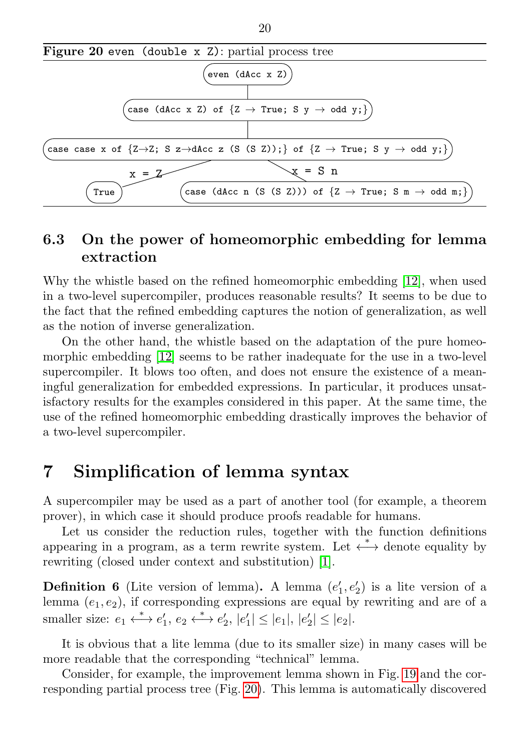**Figure 20** `even (double x Z)`: partial process tree

```
even (dAcc x Z)
  |
case (dAcc x Z) of {Z → True; S y → odd y;}
  |
case case x of {Z→Z; S z→dAcc z (S (S Z));} of {Z → True; S y → odd y;}
  x = Z  → True
  x = S n → case (dAcc n (S (S Z))) of {Z → True; S m → odd m;}
```

### 6.3 On the power of homeomorphic embedding for lemma extraction

Why the whistle based on the refined homeomorphic embedding [12], when used in a two-level supercompiler, produces reasonable results? It seems to be due to the fact that the refined embedding captures the notion of generalization, as well as the notion of inverse generalization.

On the other hand, the whistle based on the adaptation of the pure homeomorphic embedding [12] seems to be rather inadequate for the use in a two-level supercompiler. It blows too often, and does not ensure the existence of a meaningful generalization for embedded expressions. In particular, it produces unsatisfactory results for the examples considered in this paper. At the same time, the use of the refined homeomorphic embedding drastically improves the behavior of a two-level supercompiler.

## 7 Simplification of lemma syntax

A supercompiler may be used as a part of another tool (for example, a theorem prover), in which case it should produce proofs readable for humans.

Let us consider the reduction rules, together with the function definitions appearing in a program, as a term rewrite system. Let $\overset{*}{\longleftrightarrow}$ denote equality by rewriting (closed under context and substitution) [1].

**Definition 6** (Lite version of lemma)**.** A lemma $(e'_1, e'_2)$ is a lite version of a lemma $(e_1, e_2)$, if corresponding expressions are equal by rewriting and are of a smaller size: $e_1 \overset{*}{\longleftrightarrow} e'_1$, $e_2 \overset{*}{\longleftrightarrow} e'_2$, $|e'_1| \leq |e_1|$, $|e'_2| \leq |e_2|$.

It is obvious that a lite lemma (due to its smaller size) in many cases will be more readable that the corresponding "technical" lemma.

Consider, for example, the improvement lemma shown in Fig. 19 and the corresponding partial process tree (Fig. 20). This lemma is automatically discovered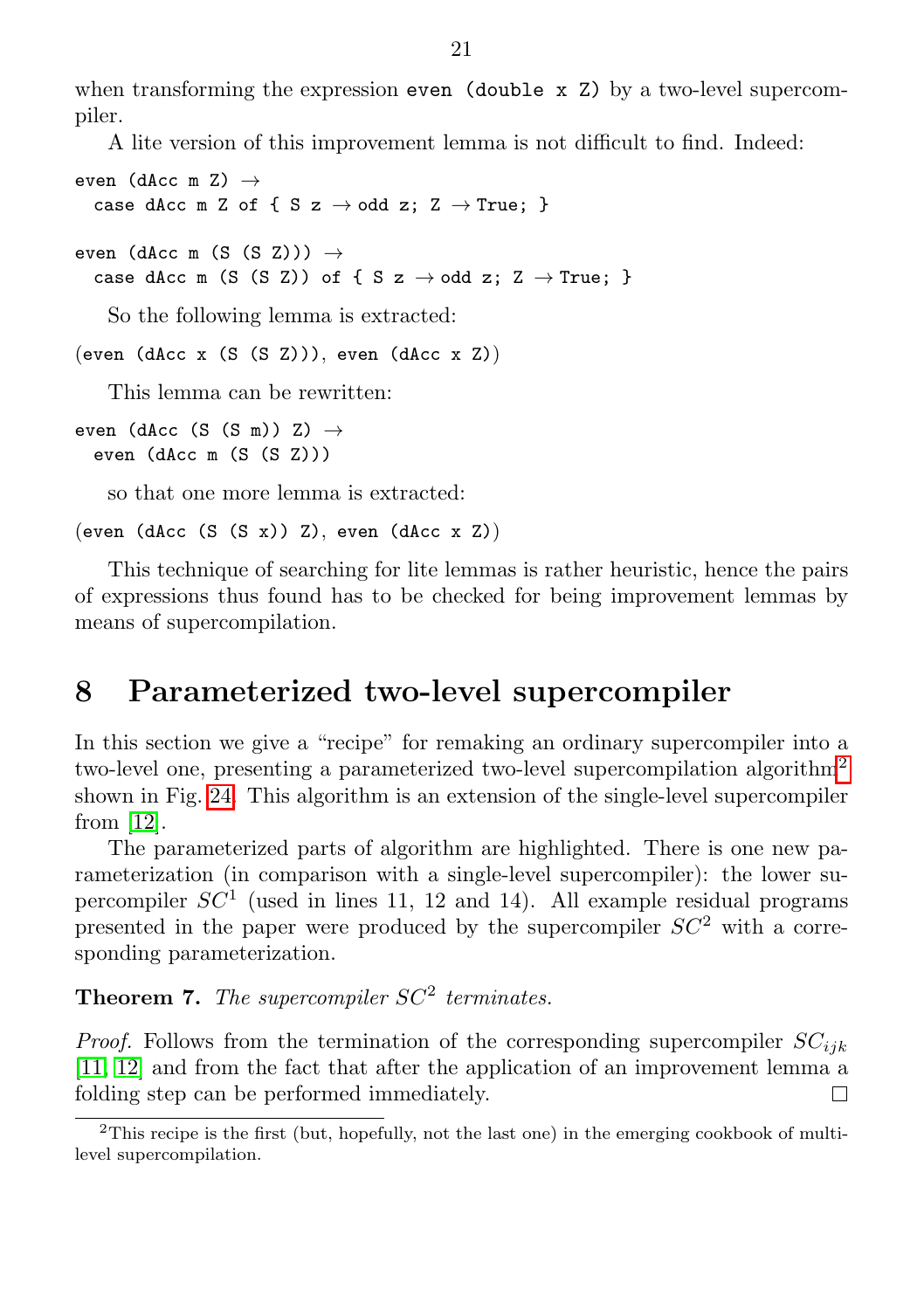when transforming the expression `even (double x Z)` by a two-level supercompiler.

A lite version of this improvement lemma is not difficult to find. Indeed:

```
even (dAcc m Z) →
  case dAcc m Z of { S z → odd z; Z → True; }

even (dAcc m (S (S Z))) →
  case dAcc m (S (S Z)) of { S z → odd z; Z → True; }
```

So the following lemma is extracted:

```
(even (dAcc x (S (S Z))), even (dAcc x Z))
```

This lemma can be rewritten:

```
even (dAcc (S (S m)) Z) →
  even (dAcc m (S (S Z)))
```

so that one more lemma is extracted:

```
(even (dAcc (S (S x)) Z), even (dAcc x Z))
```

This technique of searching for lite lemmas is rather heuristic, hence the pairs of expressions thus found has to be checked for being improvement lemmas by means of supercompilation.

## 8 Parameterized two-level supercompiler

In this section we give a "recipe" for remaking an ordinary supercompiler into a two-level one, presenting a parameterized two-level supercompilation algorithm[2] shown in Fig. 24. This algorithm is an extension of the single-level supercompiler from [12].

The parameterized parts of algorithm are highlighted. There is one new parameterization (in comparison with a single-level supercompiler): the lower supercompiler $SC^1$ (used in lines 11, 12 and 14). All example residual programs presented in the paper were produced by the supercompiler $SC^2$ with a corresponding parameterization.

**Theorem 7.** *The supercompiler $SC^2$ terminates.*

*Proof.* Follows from the termination of the corresponding supercompiler $SC_{ijk}$ [11, 12] and from the fact that after the application of an improvement lemma a folding step can be performed immediately. □

[2] This recipe is the first (but, hopefully, not the last one) in the emerging cookbook of multi-level supercompilation.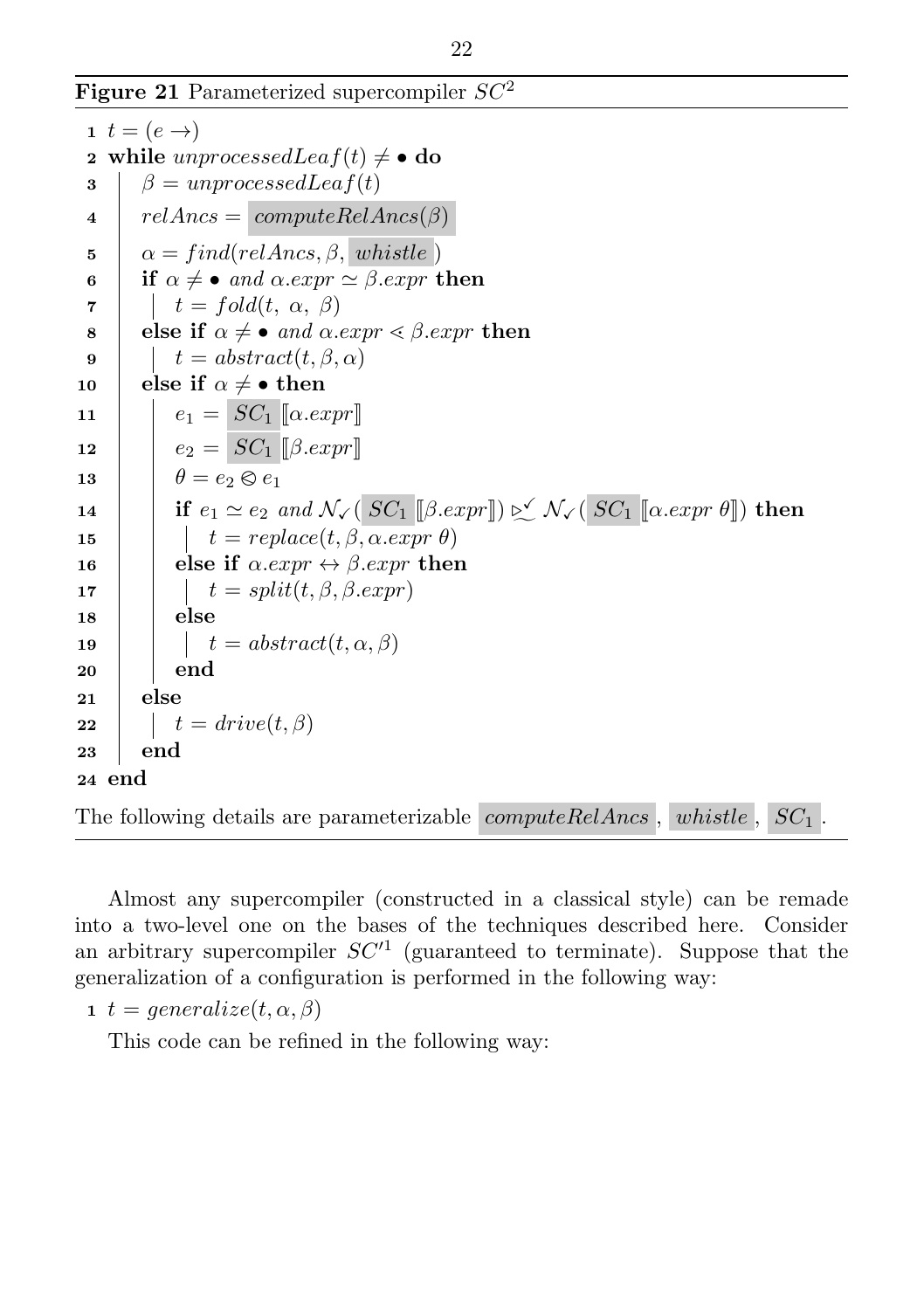**Figure 21** Parameterized supercompiler $SC^2$

```
1  t = (e →)
2  while unprocessedLeaf(t) ≠ • do
3    β = unprocessedLeaf(t)
4    relAncs = computeRelAncs(β)
5    α = find(relAncs, β, whistle)
6    if α ≠ • and α.expr ≃ β.expr then
7      t = fold(t, α, β)
8    else if α ≠ • and α.expr ⋖ β.expr then
9      t = abstract(t, β, α)
10   else if α ≠ • then
11     e1 = SC1 [[α.expr]]
12     e2 = SC1 [[β.expr]]
13     θ = e2 ⊗ e1
14     if e1 ≃ e2 and N✓(SC1 [[β.expr]]) ⊵✓ N✓(SC1 [[α.expr θ]]) then
15       t = replace(t, β, α.expr θ)
16     else if α.expr ↔ β.expr then
17       t = split(t, β, β.expr)
18     else
19       t = abstract(t, α, β)
20     end
21   else
22     t = drive(t, β)
23   end
24 end
```

The following details are parameterizable *computeRelAncs*, *whistle*, $SC_1$.

Almost any supercompiler (constructed in a classical style) can be remade into a two-level one on the bases of the techniques described here. Consider an arbitrary supercompiler $SC'^1$ (guaranteed to terminate). Suppose that the generalization of a configuration is performed in the following way:

```
1  t = generalize(t, α, β)
```

This code can be refined in the following way: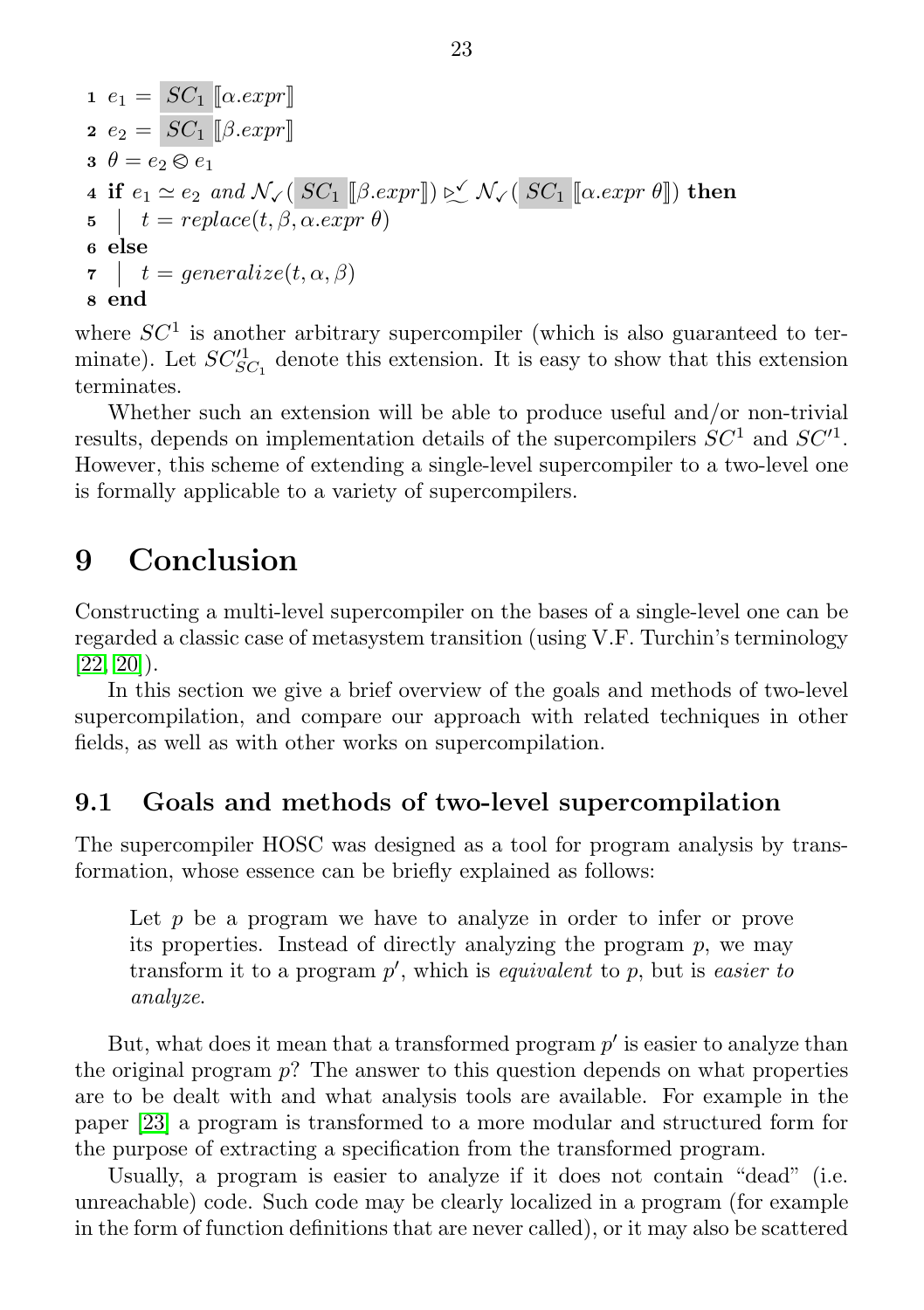```
1 e_1 = SC_1 [[α.expr]]
2 e_2 = SC_1 [[β.expr]]
3 θ = e_2 ⊗ e_1
4 if e_1 ≃ e_2 and N_✓( SC_1 [[β.expr]]) ⊵✓ N_✓( SC_1 [[α.expr θ]]) then
5 |  t = replace(t, β, α.expr θ)
6 else
7 |  t = generalize(t, α, β)
8 end
```

where $SC^1$ is another arbitrary supercompiler (which is also guaranteed to terminate). Let $SC'^1_{SC_1}$ denote this extension. It is easy to show that this extension terminates.

Whether such an extension will be able to produce useful and/or non-trivial results, depends on implementation details of the supercompilers $SC^1$ and $SC'^1$. However, this scheme of extending a single-level supercompiler to a two-level one is formally applicable to a variety of supercompilers.

# 9 Conclusion

Constructing a multi-level supercompiler on the bases of a single-level one can be regarded a classic case of metasystem transition (using V.F. Turchin's terminology [22, 20]).

In this section we give a brief overview of the goals and methods of two-level supercompilation, and compare our approach with related techniques in other fields, as well as with other works on supercompilation.

## 9.1 Goals and methods of two-level supercompilation

The supercompiler HOSC was designed as a tool for program analysis by transformation, whose essence can be briefly explained as follows:

> Let $p$ be a program we have to analyze in order to infer or prove its properties. Instead of directly analyzing the program $p$, we may transform it to a program $p'$, which is *equivalent* to $p$, but is *easier to analyze*.

But, what does it mean that a transformed program $p'$ is easier to analyze than the original program $p$? The answer to this question depends on what properties are to be dealt with and what analysis tools are available. For example in the paper [23] a program is transformed to a more modular and structured form for the purpose of extracting a specification from the transformed program.

Usually, a program is easier to analyze if it does not contain "dead" (i.e. unreachable) code. Such code may be clearly localized in a program (for example in the form of function definitions that are never called), or it may also be scattered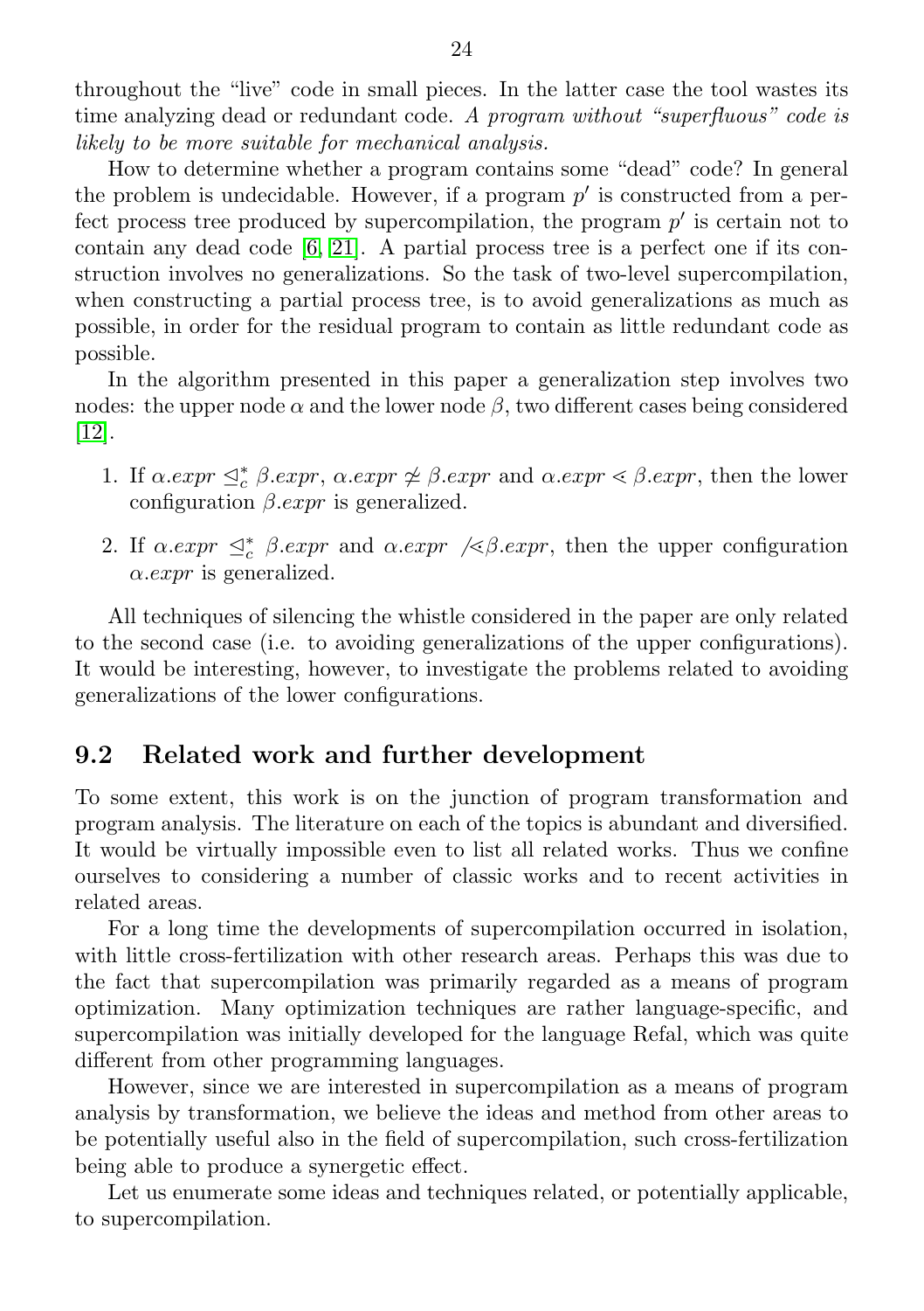throughout the "live" code in small pieces. In the latter case the tool wastes its time analyzing dead or redundant code. *A program without "superfluous" code is likely to be more suitable for mechanical analysis.*

How to determine whether a program contains some "dead" code? In general the problem is undecidable. However, if a program $p'$ is constructed from a perfect process tree produced by supercompilation, the program $p'$ is certain not to contain any dead code [6, 21]. A partial process tree is a perfect one if its construction involves no generalizations. So the task of two-level supercompilation, when constructing a partial process tree, is to avoid generalizations as much as possible, in order for the residual program to contain as little redundant code as possible.

In the algorithm presented in this paper a generalization step involves two nodes: the upper node $\alpha$ and the lower node $\beta$, two different cases being considered [12].

1. If $\alpha.expr \trianglelefteq^*_c \beta.expr$, $\alpha.expr \not\simeq \beta.expr$ and $\alpha.expr \lessdot \beta.expr$, then the lower configuration $\beta.expr$ is generalized.
2. If $\alpha.expr \trianglelefteq^*_c \beta.expr$ and $\alpha.expr \not\lessdot \beta.expr$, then the upper configuration $\alpha.expr$ is generalized.

All techniques of silencing the whistle considered in the paper are only related to the second case (i.e. to avoiding generalizations of the upper configurations). It would be interesting, however, to investigate the problems related to avoiding generalizations of the lower configurations.

## 9.2 Related work and further development

To some extent, this work is on the junction of program transformation and program analysis. The literature on each of the topics is abundant and diversified. It would be virtually impossible even to list all related works. Thus we confine ourselves to considering a number of classic works and to recent activities in related areas.

For a long time the developments of supercompilation occurred in isolation, with little cross-fertilization with other research areas. Perhaps this was due to the fact that supercompilation was primarily regarded as a means of program optimization. Many optimization techniques are rather language-specific, and supercompilation was initially developed for the language Refal, which was quite different from other programming languages.

However, since we are interested in supercompilation as a means of program analysis by transformation, we believe the ideas and method from other areas to be potentially useful also in the field of supercompilation, such cross-fertilization being able to produce a synergetic effect.

Let us enumerate some ideas and techniques related, or potentially applicable, to supercompilation.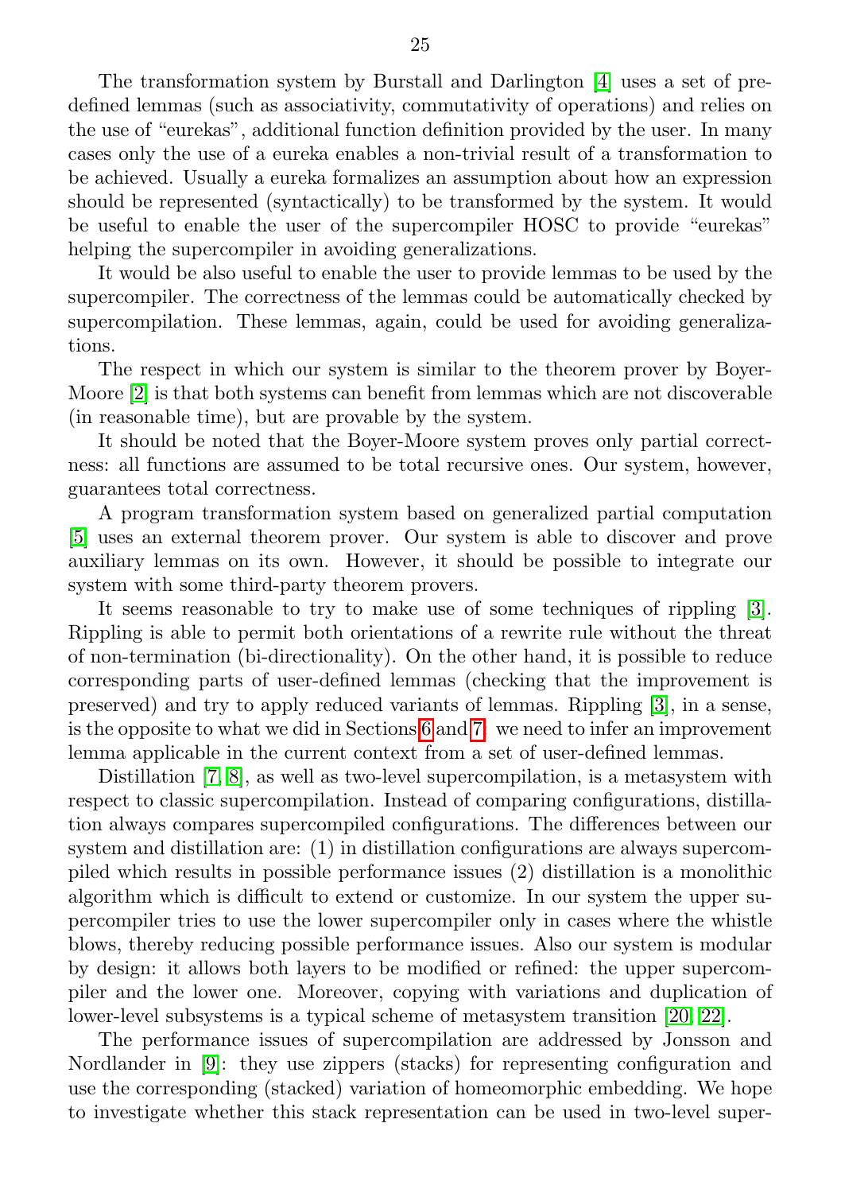The transformation system by Burstall and Darlington [4] uses a set of predefined lemmas (such as associativity, commutativity of operations) and relies on the use of "eurekas", additional function definition provided by the user. In many cases only the use of a eureka enables a non-trivial result of a transformation to be achieved. Usually a eureka formalizes an assumption about how an expression should be represented (syntactically) to be transformed by the system. It would be useful to enable the user of the supercompiler HOSC to provide "eurekas" helping the supercompiler in avoiding generalizations.

It would be also useful to enable the user to provide lemmas to be used by the supercompiler. The correctness of the lemmas could be automatically checked by supercompilation. These lemmas, again, could be used for avoiding generalizations.

The respect in which our system is similar to the theorem prover by Boyer-Moore [2] is that both systems can benefit from lemmas which are not discoverable (in reasonable time), but are provable by the system.

It should be noted that the Boyer-Moore system proves only partial correctness: all functions are assumed to be total recursive ones. Our system, however, guarantees total correctness.

A program transformation system based on generalized partial computation [5] uses an external theorem prover. Our system is able to discover and prove auxiliary lemmas on its own. However, it should be possible to integrate our system with some third-party theorem provers.

It seems reasonable to try to make use of some techniques of rippling [3]. Rippling is able to permit both orientations of a rewrite rule without the threat of non-termination (bi-directionality). On the other hand, it is possible to reduce corresponding parts of user-defined lemmas (checking that the improvement is preserved) and try to apply reduced variants of lemmas. Rippling [3], in a sense, is the opposite to what we did in Sections 6 and 7: we need to infer an improvement lemma applicable in the current context from a set of user-defined lemmas.

Distillation [7, 8], as well as two-level supercompilation, is a metasystem with respect to classic supercompilation. Instead of comparing configurations, distillation always compares supercompiled configurations. The differences between our system and distillation are: (1) in distillation configurations are always supercompiled which results in possible performance issues (2) distillation is a monolithic algorithm which is difficult to extend or customize. In our system the upper supercompiler tries to use the lower supercompiler only in cases where the whistle blows, thereby reducing possible performance issues. Also our system is modular by design: it allows both layers to be modified or refined: the upper supercompiler and the lower one. Moreover, copying with variations and duplication of lower-level subsystems is a typical scheme of metasystem transition [20, 22].

The performance issues of supercompilation are addressed by Jonsson and Nordlander in [9]: they use zippers (stacks) for representing configuration and use the corresponding (stacked) variation of homeomorphic embedding. We hope to investigate whether this stack representation can be used in two-level super-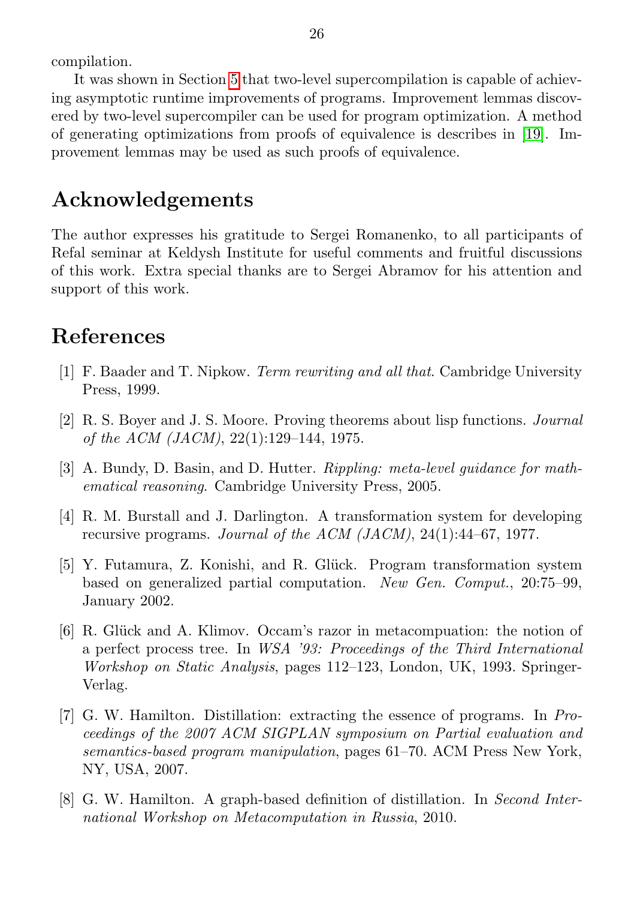compilation.

It was shown in Section 5 that two-level supercompilation is capable of achieving asymptotic runtime improvements of programs. Improvement lemmas discovered by two-level supercompiler can be used for program optimization. A method of generating optimizations from proofs of equivalence is describes in [19]. Improvement lemmas may be used as such proofs of equivalence.

# Acknowledgements

The author expresses his gratitude to Sergei Romanenko, to all participants of Refal seminar at Keldysh Institute for useful comments and fruitful discussions of this work. Extra special thanks are to Sergei Abramov for his attention and support of this work.

# References

[1] F. Baader and T. Nipkow. *Term rewriting and all that*. Cambridge University Press, 1999.

[2] R. S. Boyer and J. S. Moore. Proving theorems about lisp functions. *Journal of the ACM (JACM)*, 22(1):129–144, 1975.

[3] A. Bundy, D. Basin, and D. Hutter. *Rippling: meta-level guidance for mathematical reasoning*. Cambridge University Press, 2005.

[4] R. M. Burstall and J. Darlington. A transformation system for developing recursive programs. *Journal of the ACM (JACM)*, 24(1):44–67, 1977.

[5] Y. Futamura, Z. Konishi, and R. Glück. Program transformation system based on generalized partial computation. *New Gen. Comput.*, 20:75–99, January 2002.

[6] R. Glück and A. Klimov. Occam's razor in metacompuation: the notion of a perfect process tree. In *WSA '93: Proceedings of the Third International Workshop on Static Analysis*, pages 112–123, London, UK, 1993. Springer-Verlag.

[7] G. W. Hamilton. Distillation: extracting the essence of programs. In *Proceedings of the 2007 ACM SIGPLAN symposium on Partial evaluation and semantics-based program manipulation*, pages 61–70. ACM Press New York, NY, USA, 2007.

[8] G. W. Hamilton. A graph-based definition of distillation. In *Second International Workshop on Metacomputation in Russia*, 2010.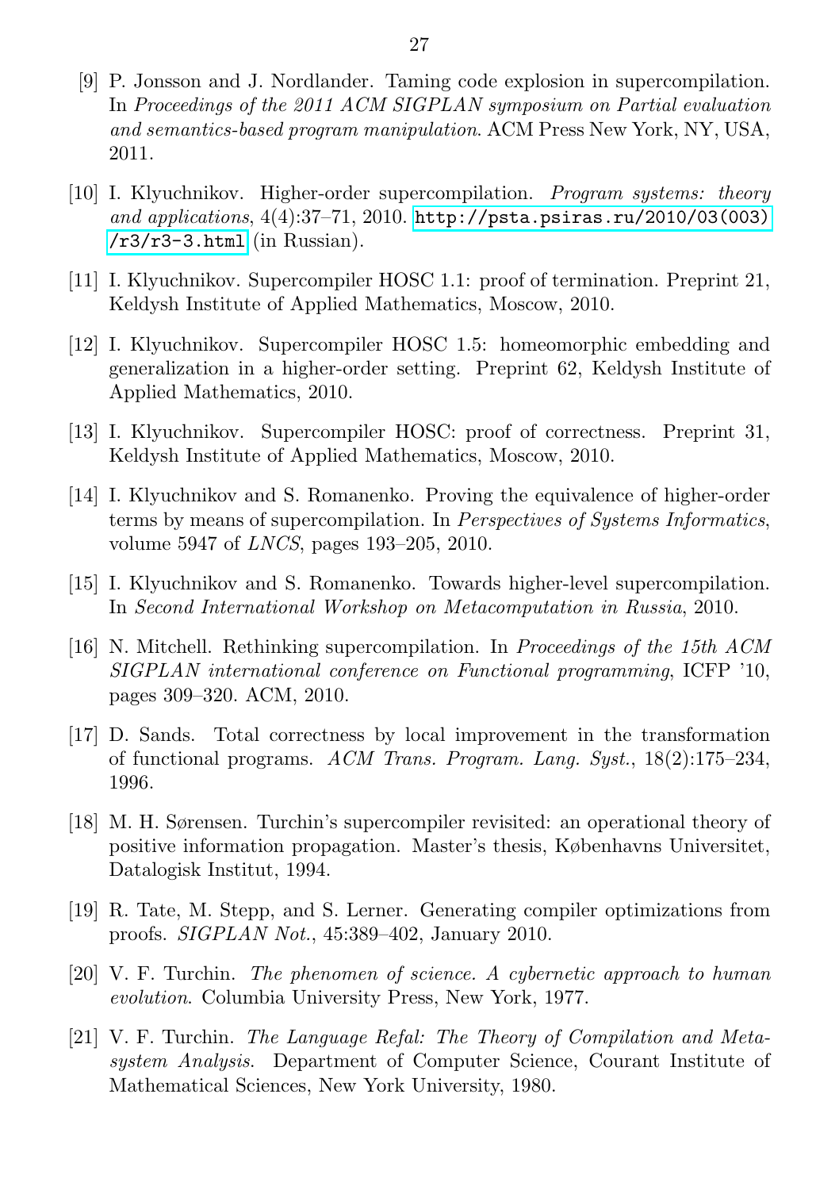[9] P. Jonsson and J. Nordlander. Taming code explosion in supercompilation. In *Proceedings of the 2011 ACM SIGPLAN symposium on Partial evaluation and semantics-based program manipulation*. ACM Press New York, NY, USA, 2011.

[10] I. Klyuchnikov. Higher-order supercompilation. *Program systems: theory and applications*, 4(4):37–71, 2010. http://psta.psiras.ru/2010/03(003)/r3/r3-3.html (in Russian).

[11] I. Klyuchnikov. Supercompiler HOSC 1.1: proof of termination. Preprint 21, Keldysh Institute of Applied Mathematics, Moscow, 2010.

[12] I. Klyuchnikov. Supercompiler HOSC 1.5: homeomorphic embedding and generalization in a higher-order setting. Preprint 62, Keldysh Institute of Applied Mathematics, 2010.

[13] I. Klyuchnikov. Supercompiler HOSC: proof of correctness. Preprint 31, Keldysh Institute of Applied Mathematics, Moscow, 2010.

[14] I. Klyuchnikov and S. Romanenko. Proving the equivalence of higher-order terms by means of supercompilation. In *Perspectives of Systems Informatics*, volume 5947 of *LNCS*, pages 193–205, 2010.

[15] I. Klyuchnikov and S. Romanenko. Towards higher-level supercompilation. In *Second International Workshop on Metacomputation in Russia*, 2010.

[16] N. Mitchell. Rethinking supercompilation. In *Proceedings of the 15th ACM SIGPLAN international conference on Functional programming*, ICFP '10, pages 309–320. ACM, 2010.

[17] D. Sands. Total correctness by local improvement in the transformation of functional programs. *ACM Trans. Program. Lang. Syst.*, 18(2):175–234, 1996.

[18] M. H. Sørensen. Turchin's supercompiler revisited: an operational theory of positive information propagation. Master's thesis, Københavns Universitet, Datalogisk Institut, 1994.

[19] R. Tate, M. Stepp, and S. Lerner. Generating compiler optimizations from proofs. *SIGPLAN Not.*, 45:389–402, January 2010.

[20] V. F. Turchin. *The phenomen of science. A cybernetic approach to human evolution*. Columbia University Press, New York, 1977.

[21] V. F. Turchin. *The Language Refal: The Theory of Compilation and Metasystem Analysis*. Department of Computer Science, Courant Institute of Mathematical Sciences, New York University, 1980.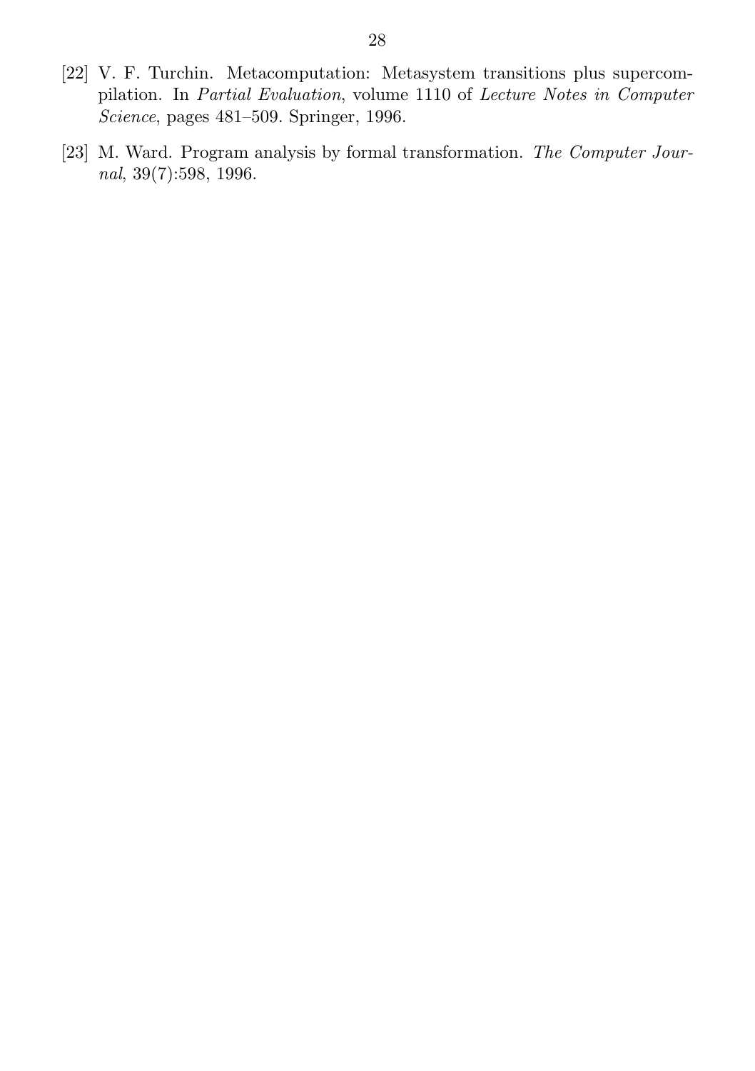[22] V. F. Turchin. Metacomputation: Metasystem transitions plus supercompilation. In *Partial Evaluation*, volume 1110 of *Lecture Notes in Computer Science*, pages 481–509. Springer, 1996.

[23] M. Ward. Program analysis by formal transformation. *The Computer Journal*, 39(7):598, 1996.